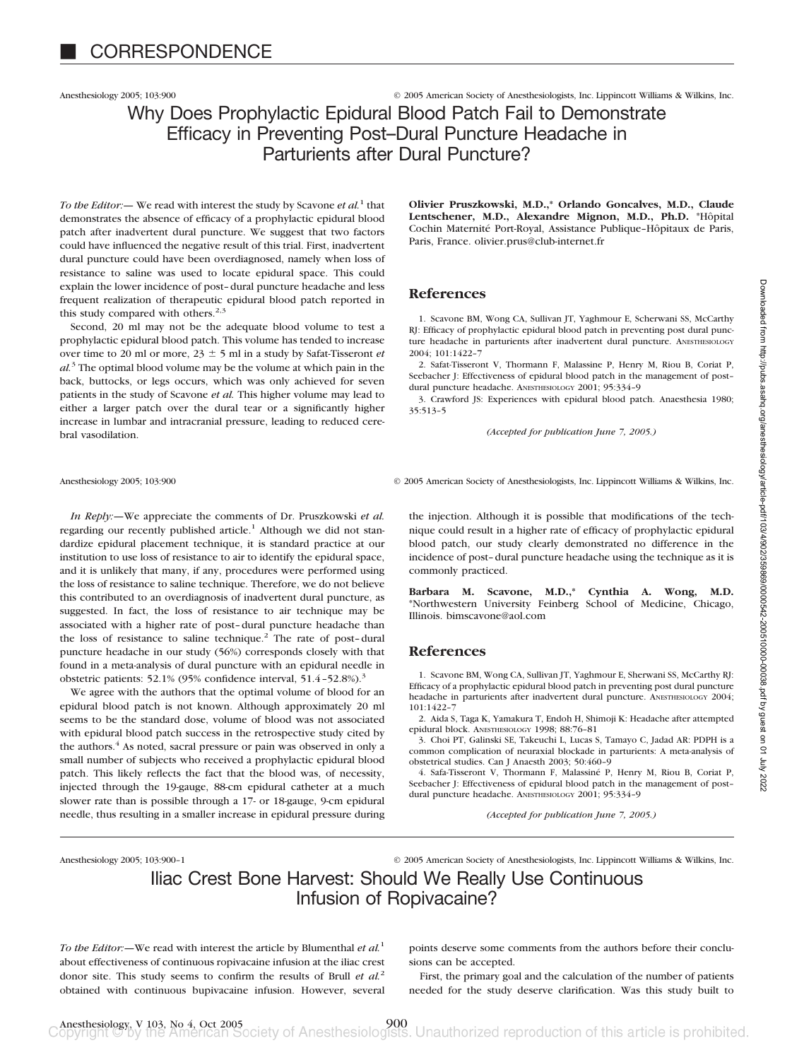# CORRESPONDENCE

## Why Does Prophylactic Epidural Blood Patch Fail to Demonstrate Efficacy in Preventing Post–Dural Puncture Headache in Parturients after Dural Puncture?

*To the Editor:—* We read with interest the study by Scavone *et al.*[1] that demonstrates the absence of efficacy of a prophylactic epidural blood patch after inadvertent dural puncture. We suggest that two factors could have influenced the negative result of this trial. First, inadvertent dural puncture could have been overdiagnosed, namely when loss of resistance to saline was used to locate epidural space. This could explain the lower incidence of post–dural puncture headache and less frequent realization of therapeutic epidural blood patch reported in this study compared with others.[2,3]

Second, 20 ml may not be the adequate blood volume to test a prophylactic epidural blood patch. This volume has tended to increase over time to 20 ml or more, 23 ± 5 ml in a study by Safat-Tisseront *et al.*[3] The optimal blood volume may be the volume at which pain in the back, buttocks, or legs occurs, which was only achieved for seven patients in the study of Scavone *et al.* This higher volume may lead to either a larger patch over the dural tear or a significantly higher increase in lumbar and intracranial pressure, leading to reduced cerebral vasodilation.

**Olivier Pruszkowski, M.D.,\* Orlando Goncalves, M.D., Claude Lentschener, M.D., Alexandre Mignon, M.D., Ph.D.** \*Hôpital Cochin Maternité Port-Royal, Assistance Publique–Hôpitaux de Paris, Paris, France. olivier.prus@club-internet.fr

### References

1. Scavone BM, Wong CA, Sullivan JT, Yaghmour E, Scherwani SS, McCarthy RJ: Efficacy of prophylactic epidural blood patch in preventing post dural puncture headache in parturients after inadvertent dural puncture. ANESTHESIOLOGY 2004; 101:1422–7
2. Safat-Tisseront V, Thormann F, Malassine P, Henry M, Riou B, Coriat P, Seebacher J: Effectiveness of epidural blood patch in the management of post-dural puncture headache. ANESTHESIOLOGY 2001; 95:334–9
3. Crawford JS: Experiences with epidural blood patch. Anaesthesia 1980; 35:513–5

*(Accepted for publication June 7, 2005.)*

---

*In Reply:—*We appreciate the comments of Dr. Pruszkowski *et al.* regarding our recently published article.[1] Although we did not standardize epidural placement technique, it is standard practice at our institution to use loss of resistance to air to identify the epidural space, and it is unlikely that many, if any, procedures were performed using the loss of resistance to saline technique. Therefore, we do not believe this contributed to an overdiagnosis of inadvertent dural puncture, as suggested. In fact, the loss of resistance to air technique may be associated with a higher rate of post–dural puncture headache than the loss of resistance to saline technique.[2] The rate of post–dural puncture headache in our study (56%) corresponds closely with that found in a meta-analysis of dural puncture with an epidural needle in obstetric patients: 52.1% (95% confidence interval, 51.4–52.8%).[3]

We agree with the authors that the optimal volume of blood for an epidural blood patch is not known. Although approximately 20 ml seems to be the standard dose, volume of blood was not associated with epidural blood patch success in the retrospective study cited by the authors.[4] As noted, sacral pressure or pain was observed in only a small number of subjects who received a prophylactic epidural blood patch. This likely reflects the fact that the blood was, of necessity, injected through the 19-gauge, 88-cm epidural catheter at a much slower rate than is possible through a 17- or 18-gauge, 9-cm epidural needle, thus resulting in a smaller increase in epidural pressure during the injection. Although it is possible that modifications of the technique could result in a higher rate of efficacy of prophylactic epidural blood patch, our study clearly demonstrated no difference in the incidence of post–dural puncture headache using the technique as it is commonly practiced.

**Barbara M. Scavone, M.D.,\* Cynthia A. Wong, M.D.** \*Northwestern University Feinberg School of Medicine, Chicago, Illinois. bimscavone@aol.com

### References

1. Scavone BM, Wong CA, Sullivan JT, Yaghmour E, Sherwani SS, McCarthy RJ: Efficacy of a prophylactic epidural blood patch in preventing post dural puncture headache in parturients after inadvertent dural puncture. ANESTHESIOLOGY 2004; 101:1422–7
2. Aida S, Taga K, Yamakura T, Endoh H, Shimoji K: Headache after attempted epidural block. ANESTHESIOLOGY 1998; 88:76–81
3. Choi PT, Galinski SE, Takeuchi L, Lucas S, Tamayo C, Jadad AR: PDPH is a common complication of neuraxial blockade in parturients: A meta-analysis of obstetrical studies. Can J Anaesth 2003; 50:460–9
4. Safa-Tisseront V, Thormann F, Malassiné P, Henry M, Riou B, Coriat P, Seebacher J: Effectiveness of epidural blood patch in the management of post-dural puncture headache. ANESTHESIOLOGY 2001; 95:334–9

*(Accepted for publication June 7, 2005.)*

---

## Iliac Crest Bone Harvest: Should We Really Use Continuous Infusion of Ropivacaine?

*To the Editor:—*We read with interest the article by Blumenthal *et al.*[1] about effectiveness of continuous ropivacaine infusion at the iliac crest donor site. This study seems to confirm the results of Brull *et al.*[2] obtained with continuous bupivacaine infusion. However, several points deserve some comments from the authors before their conclusions can be accepted.

First, the primary goal and the calculation of the number of patients needed for the study deserve clarification. Was this study built to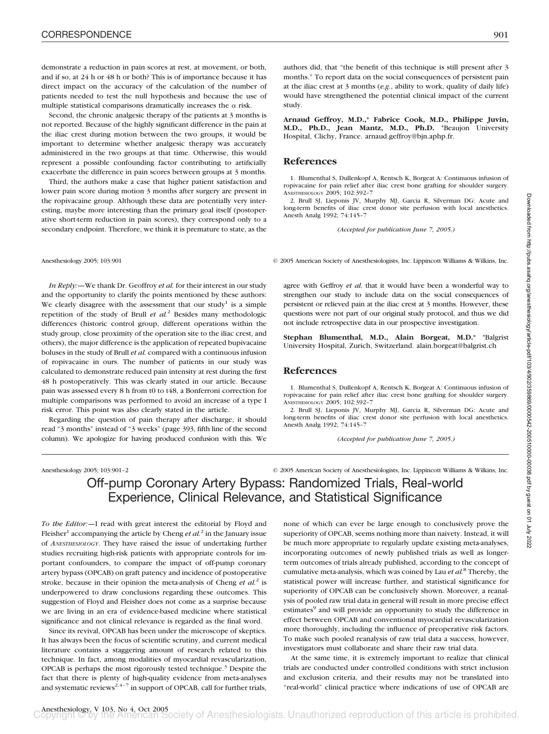demonstrate a reduction in pain scores at rest, at movement, or both, and if so, at 24 h or 48 h or both? This is of importance because it has direct impact on the accuracy of the calculation of the number of patients needed to test the null hypothesis and because the use of multiple statistical comparisons dramatically increases the $\alpha$ risk.

Second, the chronic analgesic therapy of the patients at 3 months is not reported. Because of the highly significant difference in the pain at the iliac crest during motion between the two groups, it would be important to determine whether analgesic therapy was accurately administered in the two groups at that time. Otherwise, this would represent a possible confounding factor contributing to artificially exacerbate the difference in pain scores between groups at 3 months.

Third, the authors make a case that higher patient satisfaction and lower pain score during motion 3 months after surgery are present in the ropivacaine group. Although these data are potentially very interesting, maybe more interesting than the primary goal itself (postoperative short-term reduction in pain scores), they correspond only to a secondary endpoint. Therefore, we think it is premature to state, as the authors did, that "the benefit of this technique is still present after 3 months." To report data on the social consequences of persistent pain at the iliac crest at 3 months (*e.g.*, ability to work, quality of daily life) would have strengthened the potential clinical impact of the current study.

**Arnaud Geffroy, M.D.,\* Fabrice Cook, M.D., Philippe Juvin, M.D., Ph.D., Jean Mantz, M.D., Ph.D.** \*Beaujon University Hospital, Clichy, France. arnaud.geffroy@bjn.aphp.fr.

## References

1. Blumenthal S, Dullenkopf A, Rentsch K, Borgeat A: Continuous infusion of ropivacaine for pain relief after iliac crest bone grafting for shoulder surgery. Anesthesiology 2005; 102:392–7
2. Brull SJ, Lieponis JV, Murphy MJ, Garcia R, Silverman DG: Acute and long-term benefits of iliac crest donor site perfusion with local anesthetics. Anesth Analg 1992; 74:145–7

*(Accepted for publication June 7, 2005.)*

*In Reply:*—We thank Dr. Geoffroy *et al.* for their interest in our study and the opportunity to clarify the points mentioned by these authors: We clearly disagree with the assessment that our study[1] is a simple repetition of the study of Brull *et al.*[2] Besides many methodologic differences (historic control group, different operations within the study group, close proximity of the operation site to the iliac crest, and others), the major difference is the application of repeated bupivacaine boluses in the study of Brull *et al.* compared with a continuous infusion of ropivacaine in ours. The number of patients in our study was calculated to demonstrate reduced pain intensity at rest during the first 48 h postoperatively. This was clearly stated in our article. Because pain was assessed every 8 h from t0 to t48, a Bonferroni correction for multiple comparisons was performed to avoid an increase of a type I risk error. This point was also clearly stated in the article.

Regarding the question of pain therapy after discharge, it should read "3 months" instead of "3 weeks" (page 393, fifth line of the second column). We apologize for having produced confusion with this. We agree with Geffroy *et al.* that it would have been a wonderful way to strengthen our study to include data on the social consequences of persistent or relieved pain at the iliac crest at 3 months. However, these questions were not part of our original study protocol, and thus we did not include retrospective data in our prospective investigation.

**Stephan Blumenthal, M.D., Alain Borgeat, M.D.\*** \*Balgrist University Hospital, Zurich, Switzerland. alain.borgeat@balgrist.ch

## References

1. Blumenthal S, Dullenkopf A, Rentsch K, Borgeat A: Continuous infusion of ropivacaine for pain relief after iliac crest bone grafting for shoulder surgery. Anesthesiology 2005; 102:392–7
2. Brull SJ, Lieponis JV, Murphy MJ, Garcia R, Silverman DG: Acute and long-term benefits of iliac crest donor site perfusion with local anesthetics. Anesth Analg 1992; 74:145–7

*(Accepted for publication June 7, 2005.)*

# Off-pump Coronary Artery Bypass: Randomized Trials, Real-world Experience, Clinical Relevance, and Statistical Significance

*To the Editor:*—I read with great interest the editorial by Floyd and Fleisher[1] accompanying the article by Cheng *et al.*[2] in the January issue of *Anesthesiology*. They have raised the issue of undertaking further studies recruiting high-risk patients with appropriate controls for important confounders, to compare the impact of off-pump coronary artery bypass (OPCAB) on graft patency and incidence of postoperative stroke, because in their opinion the meta-analysis of Cheng *et al.*[2] is underpowered to draw conclusions regarding these outcomes. This suggestion of Floyd and Fleisher does not come as a surprise because we are living in an era of evidence-based medicine where statistical significance and not clinical relevance is regarded as the final word.

Since its revival, OPCAB has been under the microscope of skeptics. It has always been the focus of scientific scrutiny, and current medical literature contains a staggering amount of research related to this technique. In fact, among modalities of myocardial revascularization, OPCAB is perhaps the most rigorously tested technique.[3] Despite the fact that there is plenty of high-quality evidence from meta-analyses and systematic reviews[2,4–7] in support of OPCAB, call for further trials, none of which can ever be large enough to conclusively prove the superiority of OPCAB, seems nothing more than naivety. Instead, it will be much more appropriate to regularly update existing meta-analyses, incorporating outcomes of newly published trials as well as longer-term outcomes of trials already published, according to the concept of cumulative meta-analysis, which was coined by Lau *et al.*[8] Thereby, the statistical power will increase further, and statistical significance for superiority of OPCAB can be conclusively shown. Moreover, a reanalysis of pooled raw trial data in general will result in more precise effect estimates[9] and will provide an opportunity to study the difference in effect between OPCAB and conventional myocardial revascularization more thoroughly, including the influence of preoperative risk factors. To make such pooled reanalysis of raw trial data a success, however, investigators must collaborate and share their raw trial data.

At the same time, it is extremely important to realize that clinical trials are conducted under controlled conditions with strict inclusion and exclusion criteria, and their results may not be translated into "real-world" clinical practice where indications of use of OPCAB are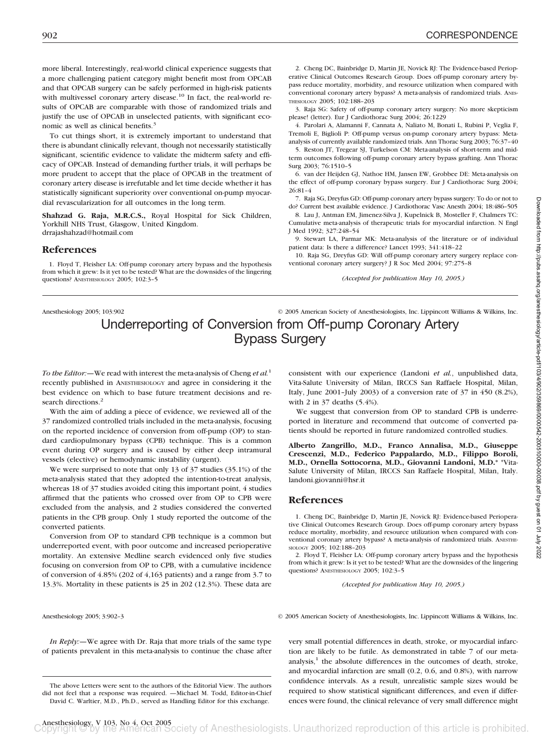more liberal. Interestingly, real-world clinical experience suggests that a more challenging patient category might benefit most from OPCAB and that OPCAB surgery can be safely performed in high-risk patients with multivessel coronary artery disease.[10] In fact, the real-world results of OPCAB are comparable with those of randomized trials and justify the use of OPCAB in unselected patients, with significant economic as well as clinical benefits.[3]

To cut things short, it is extremely important to understand that there is abundant clinically relevant, though not necessarily statistically significant, scientific evidence to validate the midterm safety and efficacy of OPCAB. Instead of demanding further trials, it will perhaps be more prudent to accept that the place of OPCAB in the treatment of coronary artery disease is irrefutable and let time decide whether it has statistically significant superiority over conventional on-pump myocardial revascularization for all outcomes in the long term.

**Shahzad G. Raja, M.R.C.S.,** Royal Hospital for Sick Children, Yorkhill NHS Trust, Glasgow, United Kingdom. drrajashahzad@hotmail.com

## References

1. Floyd T, Fleisher LA: Off-pump coronary artery bypass and the hypothesis from which it grew: Is it yet to be tested? What are the downsides of the lingering questions? ANESTHESIOLOGY 2005; 102:3–5
2. Cheng DC, Bainbridge D, Martin JE, Novick RJ: The Evidence-based Perioperative Clinical Outcomes Research Group. Does off-pump coronary artery bypass reduce mortality, morbidity, and resource utilization when compared with conventional coronary artery bypass? A meta-analysis of randomized trials. ANESTHESIOLOGY 2005; 102:188–203
3. Raja SG: Safety of off-pump coronary artery surgery: No more skepticism please! (letter). Eur J Cardiothorac Surg 2004; 26:1229
4. Parolari A, Alamanni F, Cannata A, Naliato M, Bonati L, Rubini P, Veglia F, Tremoli E, Biglioli P: Off-pump versus on-pump coronary artery bypass: Meta-analysis of currently available randomized trials. Ann Thorac Surg 2003; 76:37–40
5. Reston JT, Tregear SJ, Turkelson CM: Meta-analysis of short-term and mid-term outcomes following off-pump coronary artery bypass grafting. Ann Thorac Surg 2003; 76:1510–5
6. van der Heijden GJ, Nathoe HM, Jansen EW, Grobbee DE: Meta-analysis on the effect of off-pump coronary bypass surgery. Eur J Cardiothorac Surg 2004; 26:81–4
7. Raja SG, Dreyfus GD: Off-pump coronary artery bypass surgery: To do or not to do? Current best available evidence. J Cardiothorac Vasc Anesth 2004; 18:486–505
8. Lau J, Antman EM, Jimenez-Silva J, Kupelnick B, Mosteller F, Chalmers TC: Cumulative meta-analysis of therapeutic trials for myocardial infarction. N Engl J Med 1992; 327:248–54
9. Stewart LA, Parmar MK: Meta-analysis of the literature or of individual patient data: Is there a difference? Lancet 1993; 341:418–22
10. Raja SG, Dreyfus GD: Will off-pump coronary artery surgery replace conventional coronary artery surgery? J R Soc Med 2004; 97:275–8

*(Accepted for publication May 10, 2005.)*

# Underreporting of Conversion from Off-pump Coronary Artery Bypass Surgery

*To the Editor:*—We read with interest the meta-analysis of Cheng *et al.*[1] recently published in ANESTHESIOLOGY and agree in considering it the best evidence on which to base future treatment decisions and research directions.[2]

With the aim of adding a piece of evidence, we reviewed all of the 37 randomized controlled trials included in the meta-analysis, focusing on the reported incidence of conversion from off-pump (OP) to standard cardiopulmonary bypass (CPB) technique. This is a common event during OP surgery and is caused by either deep intramural vessels (elective) or hemodynamic instability (urgent).

We were surprised to note that only 13 of 37 studies (35.1%) of the meta-analysis stated that they adopted the intention-to-treat analysis, whereas 18 of 37 studies avoided citing this important point, 4 studies affirmed that the patients who crossed over from OP to CPB were excluded from the analysis, and 2 studies considered the converted patients in the CPB group. Only 1 study reported the outcome of the converted patients.

Conversion from OP to standard CPB technique is a common but underreported event, with poor outcome and increased perioperative mortality. An extensive Medline search evidenced only five studies focusing on conversion from OP to CPB, with a cumulative incidence of conversion of 4.85% (202 of 4,163 patients) and a range from 3.7 to 13.3%. Mortality in these patients is 25 in 202 (12.3%). These data are consistent with our experience (Landoni *et al.*, unpublished data, Vita-Salute University of Milan, IRCCS San Raffaele Hospital, Milan, Italy, June 2001–July 2003) of a conversion rate of 37 in 450 (8.2%), with 2 in 37 deaths (5.4%).

We suggest that conversion from OP to standard CPB is underreported in literature and recommend that outcome of converted patients should be reported in future randomized controlled studies.

**Alberto Zangrillo, M.D., Franco Annalisa, M.D., Giuseppe Crescenzi, M.D., Federico Pappalardo, M.D., Filippo Boroli, M.D., Ornella Sottocorna, M.D., Giovanni Landoni, M.D.*** \*Vita-Salute University of Milan, IRCCS San Raffaele Hospital, Milan, Italy. landoni.giovanni@hsr.it

## References

1. Cheng DC, Bainbridge D, Martin JE, Novick RJ: Evidence-based Perioperative Clinical Outcomes Research Group. Does off-pump coronary artery bypass reduce mortality, morbidity, and resource utilization when compared with conventional coronary artery bypass? A meta-analysis of randomized trials. ANESTHESIOLOGY 2005; 102:188–203
2. Floyd T, Fleisher LA: Off-pump coronary artery bypass and the hypothesis from which it grew: Is it yet to be tested? What are the downsides of the lingering questions? ANESTHESIOLOGY 2005; 102:3–5

*(Accepted for publication May 10, 2005.)*

*In Reply:*—We agree with Dr. Raja that more trials of the same type of patients prevalent in this meta-analysis to continue the chase after very small potential differences in death, stroke, or myocardial infarction are likely to be futile. As demonstrated in table 7 of our meta-analysis,[1] the absolute differences in the outcomes of death, stroke, and myocardial infarction are small (0.2, 0.6, and 0.8%), with narrow confidence intervals. As a result, unrealistic sample sizes would be required to show statistical significant differences, and even if differences were found, the clinical relevance of very small difference might

The above Letters were sent to the authors of the Editorial View. The authors did not feel that a response was required. —Michael M. Todd, Editor-in-Chief

David C. Warltier, M.D., Ph.D., served as Handling Editor for this exchange.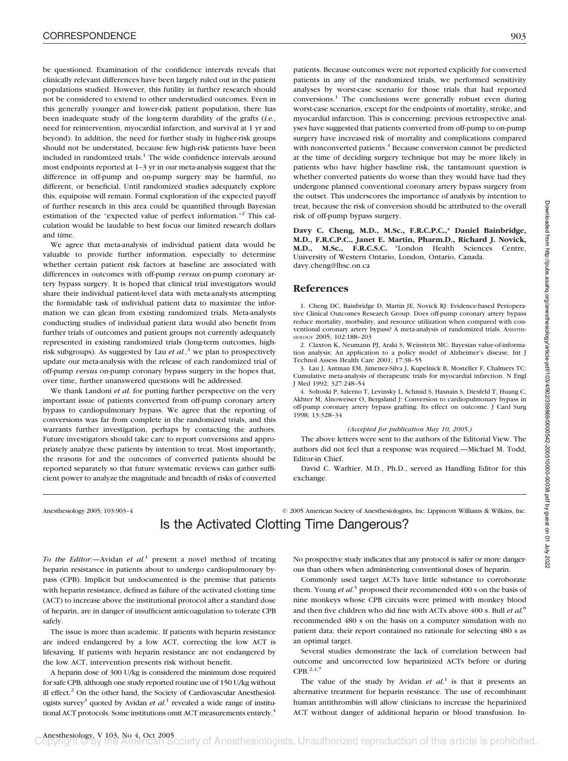be questioned. Examination of the confidence intervals reveals that clinically relevant differences have been largely ruled out in the patient populations studied. However, this futility in further research should not be considered to extend to other understudied outcomes. Even in this generally younger and lower-risk patient population, there has been inadequate study of the long-term durability of the grafts (*i.e.*, need for reintervention, myocardial infarction, and survival at 1 yr and beyond). In addition, the need for further study in higher-risk groups should not be understated, because few high-risk patients have been included in randomized trials.[1] The wide confidence intervals around most endpoints reported at 1–3 yr in our meta-analysis suggest that the difference in off-pump and on-pump surgery may be harmful, no different, or beneficial. Until randomized studies adequately explore this, equipoise will remain. Formal exploration of the expected payoff of further research in this area could be quantified through Bayesian estimation of the "expected value of perfect information."[2] This calculation would be laudable to best focus our limited research dollars and time.

We agree that meta-analysis of individual patient data would be valuable to provide further information, especially to determine whether certain patient risk factors at baseline are associated with differences in outcomes with off-pump *versus* on-pump coronary artery bypass surgery. It is hoped that clinical trial investigators would share their individual patient-level data with meta-analysts attempting the formidable task of individual patient data to maximize the information we can glean from existing randomized trials. Meta-analysts conducting studies of individual patient data would also benefit from further trials of outcomes and patient groups not currently adequately represented in existing randomized trials (long-term outcomes, high-risk subgroups). As suggested by Lau *et al.*,[3] we plan to prospectively update our meta-analysis with the release of each randomized trial of off-pump *versus* on-pump coronary bypass surgery in the hopes that, over time, further unanswered questions will be addressed.

We thank Landoni *et al.* for putting further perspective on the very important issue of patients converted from off-pump coronary artery bypass to cardiopulmonary bypass. We agree that the reporting of conversions was far from complete in the randomized trials, and this warrants further investigation, perhaps by contacting the authors. Future investigators should take care to report conversions and appropriately analyze these patients by intention to treat. Most importantly, the reasons for and the outcomes of converted patients should be reported separately so that future systematic reviews can gather sufficient power to analyze the magnitude and breadth of risks of converted patients. Because outcomes were not reported explicitly for converted patients in any of the randomized trials, we performed sensitivity analyses by worst-case scenario for those trials that had reported conversions.[1] The conclusions were generally robust even during worst-case scenarios, except for the endpoints of mortality, stroke, and myocardial infarction. This is concerning; previous retrospective analyses have suggested that patients converted from off-pump to on-pump surgery have increased risk of mortality and complications compared with nonconverted patients.[4] Because conversion cannot be predicted at the time of deciding surgery technique but may be more likely in patients who have higher baseline risk, the tantamount question is whether converted patients do worse than they would have had they undergone planned conventional coronary artery bypass surgery from the outset. This underscores the importance of analysis by intention to treat, because the risk of conversion should be attributed to the overall risk of off-pump bypass surgery.

**Davy C. Cheng, M.D., M.Sc., F.R.C.P.C.,\* Daniel Bainbridge, M.D., F.R.C.P.C., Janet E. Martin, Pharm.D., Richard J. Novick, M.D., M.Sc., F.R.C.S.C.** \*London Health Sciences Centre, University of Western Ontario, London, Ontario, Canada. davy.cheng@lhsc.on.ca

## References

1. Cheng DC, Bainbridge D, Martin JE, Novick RJ: Evidence-based Perioperative Clinical Outcomes Research Group. Does off-pump coronary artery bypass reduce mortality, morbidity, and resource utilization when compared with conventional coronary artery bypass? A meta-analysis of randomized trials. ANESTHESIOLOGY 2005; 102:188–203
2. Claxton K, Neumann PJ, Araki S, Weinstein MC: Bayesian value-of-information analysis: An application to a policy model of Alzheimer's disease. Int J Technol Assess Health Care 2001; 17:38–55
3. Lau J, Antman EM, Jimenez-Silva J, Kupelnick B, Mosteller F, Chalmers TC: Cumulative meta-analysis of therapeutic trials for myocardial infarction. N Engl J Med 1992; 327:248–54
4. Soltoski P, Salerno T, Levinsky L, Schmid S, Hasnain S, Diesfeld T, Huang C, Akhter M, Alnoweiser O, Bergsland J: Conversion to cardiopulmonary bypass in off-pump coronary artery bypass grafting: Its effect on outcome. J Card Surg 1998; 13:328–34

*(Accepted for publication May 10, 2005.)*

The above letters were sent to the authors of the Editorial View. The authors did not feel that a response was required.—Michael M. Todd, Editor-in Chief.

David C. Warltier, M.D., Ph.D., served as Handling Editor for this exchange.

Anesthesiology 2005; 103:903–4 © 2005 American Society of Anesthesiologists, Inc. Lippincott Williams & Wilkins, Inc.

# Is the Activated Clotting Time Dangerous?

*To the Editor:*—Avidan *et al.*[1] present a novel method of treating heparin resistance in patients about to undergo cardiopulmonary bypass (CPB). Implicit but undocumented is the premise that patients with heparin resistance, defined as failure of the activated clotting time (ACT) to increase above the institutional protocol after a standard dose of heparin, are in danger of insufficient anticoagulation to tolerate CPB safely.

The issue is more than academic. If patients with heparin resistance are indeed endangered by a low ACT, correcting the low ACT is lifesaving. If patients with heparin resistance are not endangered by the low ACT, intervention presents risk without benefit.

A heparin dose of 300 U/kg is considered the minimum dose required for safe CPB, although one study reported routine use of 150 U/kg without ill effect.[2] On the other hand, the Society of Cardiovascular Anesthesiologists survey[3] quoted by Avidan *et al.*[1] revealed a wide range of institutional ACT protocols. Some institutions omit ACT measurements entirely.[4] No prospective study indicates that any protocol is safer or more dangerous than others when administering conventional doses of heparin.

Commonly used target ACTs have little substance to corroborate them. Young *et al.*[5] proposed their recommended 400 s on the basis of nine monkeys whose CPB circuits were primed with monkey blood and then five children who did fine with ACTs above 400 s. Bull *et al.*[6] recommended 480 s on the basis on a computer simulation with no patient data; their report contained no rationale for selecting 480 s as an optimal target.

Several studies demonstrate the lack of correlation between bad outcome and uncorrected low heparinized ACTs before or during CPB.[2,4,7]

The value of the study by Avidan *et al.*[1] is that it presents an alternative treatment for heparin resistance. The use of recombinant human antithrombin will allow clinicians to increase the heparinized ACT without danger of additional heparin or blood transfusion. In-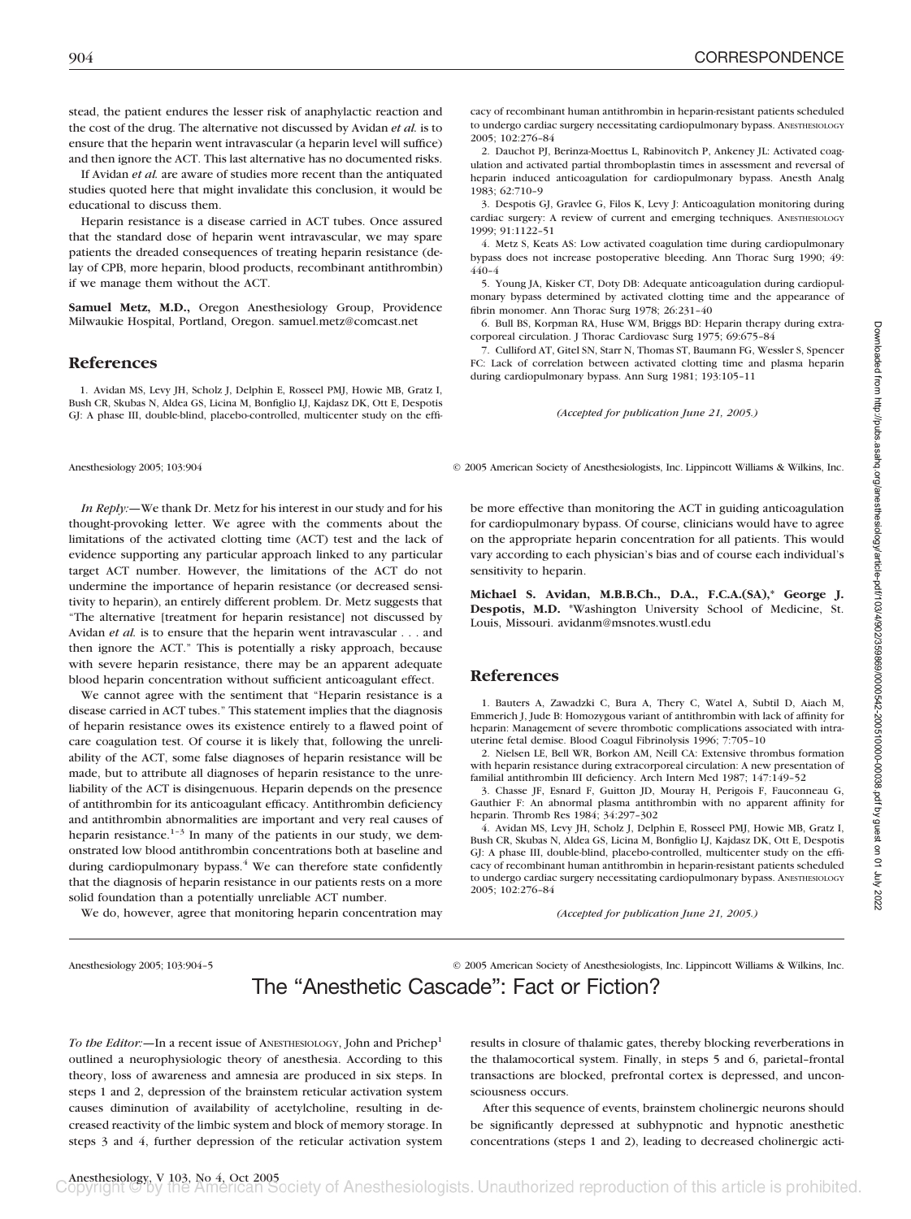stead, the patient endures the lesser risk of anaphylactic reaction and the cost of the drug. The alternative not discussed by Avidan *et al.* is to ensure that the heparin went intravascular (a heparin level will suffice) and then ignore the ACT. This last alternative has no documented risks.

If Avidan *et al.* are aware of studies more recent than the antiquated studies quoted here that might invalidate this conclusion, it would be educational to discuss them.

Heparin resistance is a disease carried in ACT tubes. Once assured that the standard dose of heparin went intravascular, we may spare patients the dreaded consequences of treating heparin resistance (delay of CPB, more heparin, blood products, recombinant antithrombin) if we manage them without the ACT.

**Samuel Metz, M.D.,** Oregon Anesthesiology Group, Providence Milwaukie Hospital, Portland, Oregon. samuel.metz@comcast.net

## References

1. Avidan MS, Levy JH, Scholz J, Delphin E, Rosseel PMJ, Howie MB, Gratz I, Bush CR, Skubas N, Aldea GS, Licina M, Bonfiglio LJ, Kajdasz DK, Ott E, Despotis GJ: A phase III, double-blind, placebo-controlled, multicenter study on the efficacy of recombinant human antithrombin in heparin-resistant patients scheduled to undergo cardiac surgery necessitating cardiopulmonary bypass. ANESTHESIOLOGY 2005; 102:276–84
2. Dauchot PJ, Berinza-Moettus L, Rabinovitch P, Ankeney JL: Activated coagulation and activated partial thromboplastin times in assessment and reversal of heparin induced anticoagulation for cardiopulmonary bypass. Anesth Analg 1983; 62:710–9
3. Despotis GJ, Gravlee G, Filos K, Levy J: Anticoagulation monitoring during cardiac surgery: A review of current and emerging techniques. ANESTHESIOLOGY 1999; 91:1122–51
4. Metz S, Keats AS: Low activated coagulation time during cardiopulmonary bypass does not increase postoperative bleeding. Ann Thorac Surg 1990; 49: 440–4
5. Young JA, Kisker CT, Doty DB: Adequate anticoagulation during cardiopulmonary bypass determined by activated clotting time and the appearance of fibrin monomer. Ann Thorac Surg 1978; 26:231–40
6. Bull BS, Korpman RA, Huse WM, Briggs BD: Heparin therapy during extracorporeal circulation. J Thorac Cardiovasc Surg 1975; 69:675–84
7. Culliford AT, Gitel SN, Starr N, Thomas ST, Baumann FG, Wessler S, Spencer FC: Lack of correlation between activated clotting time and plasma heparin during cardiopulmonary bypass. Ann Surg 1981; 193:105–11

*(Accepted for publication June 21, 2005.)*

---

*In Reply:*—We thank Dr. Metz for his interest in our study and for his thought-provoking letter. We agree with the comments about the limitations of the activated clotting time (ACT) test and the lack of evidence supporting any particular approach linked to any particular target ACT number. However, the limitations of the ACT do not undermine the importance of heparin resistance (or decreased sensitivity to heparin), an entirely different problem. Dr. Metz suggests that "The alternative [treatment for heparin resistance] not discussed by Avidan *et al.* is to ensure that the heparin went intravascular . . . and then ignore the ACT." This is potentially a risky approach, because with severe heparin resistance, there may be an apparent adequate blood heparin concentration without sufficient anticoagulant effect.

We cannot agree with the sentiment that "Heparin resistance is a disease carried in ACT tubes." This statement implies that the diagnosis of heparin resistance owes its existence entirely to a flawed point of care coagulation test. Of course it is likely that, following the unreliability of the ACT, some false diagnoses of heparin resistance will be made, but to attribute all diagnoses of heparin resistance to the unreliability of the ACT is disingenuous. Heparin depends on the presence of antithrombin for its anticoagulant efficacy. Antithrombin deficiency and antithrombin abnormalities are important and very real causes of heparin resistance.[1–3] In many of the patients in our study, we demonstrated low blood antithrombin concentrations both at baseline and during cardiopulmonary bypass.[4] We can therefore state confidently that the diagnosis of heparin resistance in our patients rests on a more solid foundation than a potentially unreliable ACT number.

We do, however, agree that monitoring heparin concentration may be more effective than monitoring the ACT in guiding anticoagulation for cardiopulmonary bypass. Of course, clinicians would have to agree on the appropriate heparin concentration for all patients. This would vary according to each physician's bias and of course each individual's sensitivity to heparin.

**Michael S. Avidan, M.B.B.Ch., D.A., F.C.A.(SA),\* George J. Despotis, M.D.** \*Washington University School of Medicine, St. Louis, Missouri. avidanm@msnotes.wustl.edu

## References

1. Bauters A, Zawadzki C, Bura A, Thery C, Watel A, Subtil D, Aiach M, Emmerich J, Jude B: Homozygous variant of antithrombin with lack of affinity for heparin: Management of severe thrombotic complications associated with intrauterine fetal demise. Blood Coagul Fibrinolysis 1996; 7:705–10
2. Nielsen LE, Bell WR, Borkon AM, Neill CA: Extensive thrombus formation with heparin resistance during extracorporeal circulation: A new presentation of familial antithrombin III deficiency. Arch Intern Med 1987; 147:149–52
3. Chasse JF, Esnard F, Guitton JD, Mouray H, Perigois F, Fauconneau G, Gauthier F: An abnormal plasma antithrombin with no apparent affinity for heparin. Thromb Res 1984; 34:297–302
4. Avidan MS, Levy JH, Scholz J, Delphin E, Rosseel PMJ, Howie MB, Gratz I, Bush CR, Skubas N, Aldea GS, Licina M, Bonfiglio LJ, Kajdasz DK, Ott E, Despotis GJ: A phase III, double-blind, placebo-controlled, multicenter study on the efficacy of recombinant human antithrombin in heparin-resistant patients scheduled to undergo cardiac surgery necessitating cardiopulmonary bypass. ANESTHESIOLOGY 2005; 102:276–84

*(Accepted for publication June 21, 2005.)*

---

# The "Anesthetic Cascade": Fact or Fiction?

*To the Editor:*—In a recent issue of ANESTHESIOLOGY, John and Prichep[1] outlined a neurophysiologic theory of anesthesia. According to this theory, loss of awareness and amnesia are produced in six steps. In steps 1 and 2, depression of the brainstem reticular activation system causes diminution of availability of acetylcholine, resulting in decreased reactivity of the limbic system and block of memory storage. In steps 3 and 4, further depression of the reticular activation system results in closure of thalamic gates, thereby blocking reverberations in the thalamocortical system. Finally, in steps 5 and 6, parietal–frontal transactions are blocked, prefrontal cortex is depressed, and unconsciousness occurs.

After this sequence of events, brainstem cholinergic neurons should be significantly depressed at subhypnotic and hypnotic anesthetic concentrations (steps 1 and 2), leading to decreased cholinergic acti-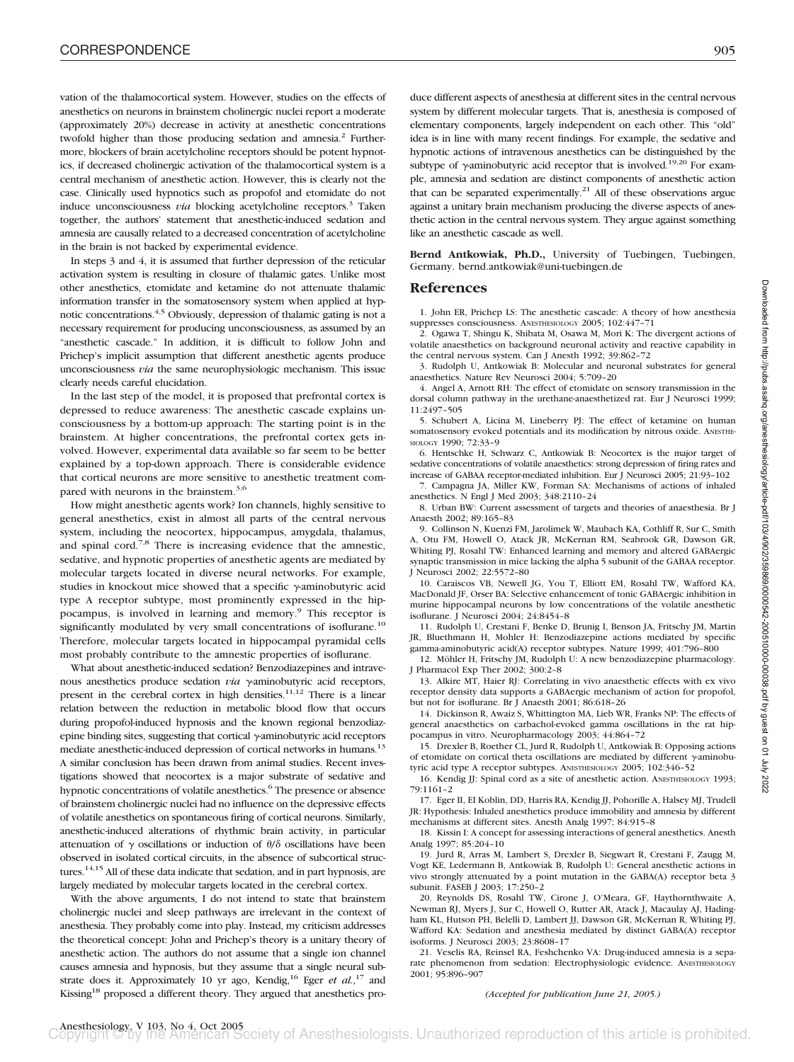vation of the thalamocortical system. However, studies on the effects of anesthetics on neurons in brainstem cholinergic nuclei report a moderate (approximately 20%) decrease in activity at anesthetic concentrations twofold higher than those producing sedation and amnesia.[2] Furthermore, blockers of brain acetylcholine receptors should be potent hypnotics, if decreased cholinergic activation of the thalamocortical system is a central mechanism of anesthetic action. However, this is clearly not the case. Clinically used hypnotics such as propofol and etomidate do not induce unconsciousness *via* blocking acetylcholine receptors.[3] Taken together, the authors' statement that anesthetic-induced sedation and amnesia are causally related to a decreased concentration of acetylcholine in the brain is not backed by experimental evidence.

In steps 3 and 4, it is assumed that further depression of the reticular activation system is resulting in closure of thalamic gates. Unlike most other anesthetics, etomidate and ketamine do not attenuate thalamic information transfer in the somatosensory system when applied at hypnotic concentrations.[4,5] Obviously, depression of thalamic gating is not a necessary requirement for producing unconsciousness, as assumed by an "anesthetic cascade." In addition, it is difficult to follow John and Prichep's implicit assumption that different anesthetic agents produce unconsciousness *via* the same neurophysiologic mechanism. This issue clearly needs careful elucidation.

In the last step of the model, it is proposed that prefrontal cortex is depressed to reduce awareness: The anesthetic cascade explains unconsciousness by a bottom-up approach: The starting point is in the brainstem. At higher concentrations, the prefrontal cortex gets involved. However, experimental data available so far seem to be better explained by a top-down approach. There is considerable evidence that cortical neurons are more sensitive to anesthetic treatment compared with neurons in the brainstem.[3,6]

How might anesthetic agents work? Ion channels, highly sensitive to general anesthetics, exist in almost all parts of the central nervous system, including the neocortex, hippocampus, amygdala, thalamus, and spinal cord.[7,8] There is increasing evidence that the amnestic, sedative, and hypnotic properties of anesthetic agents are mediated by molecular targets located in diverse neural networks. For example, studies in knockout mice showed that a specific γ-aminobutyric acid type A receptor subtype, most prominently expressed in the hippocampus, is involved in learning and memory.[9] This receptor is significantly modulated by very small concentrations of isoflurane.[10] Therefore, molecular targets located in hippocampal pyramidal cells most probably contribute to the amnestic properties of isoflurane.

What about anesthetic-induced sedation? Benzodiazepines and intravenous anesthetics produce sedation *via* γ-aminobutyric acid receptors, present in the cerebral cortex in high densities.[11,12] There is a linear relation between the reduction in metabolic blood flow that occurs during propofol-induced hypnosis and the known regional benzodiazepine binding sites, suggesting that cortical γ-aminobutyric acid receptors mediate anesthetic-induced depression of cortical networks in humans.[13] A similar conclusion has been drawn from animal studies. Recent investigations showed that neocortex is a major substrate of sedative and hypnotic concentrations of volatile anesthetics.[6] The presence or absence of brainstem cholinergic nuclei had no influence on the depressive effects of volatile anesthetics on spontaneous firing of cortical neurons. Similarly, anesthetic-induced alterations of rhythmic brain activity, in particular attenuation of γ oscillations or induction of θ/δ oscillations have been observed in isolated cortical circuits, in the absence of subcortical structures.[14,15] All of these data indicate that sedation, and in part hypnosis, are largely mediated by molecular targets located in the cerebral cortex.

With the above arguments, I do not intend to state that brainstem cholinergic nuclei and sleep pathways are irrelevant in the context of anesthesia. They probably come into play. Instead, my criticism addresses the theoretical concept: John and Prichep's theory is a unitary theory of anesthetic action. The authors do not assume that a single ion channel causes amnesia and hypnosis, but they assume that a single neural substrate does it. Approximately 10 yr ago, Kendig,[16] Eger *et al.*,[17] and Kissing[18] proposed a different theory. They argued that anesthetics produce different aspects of anesthesia at different sites in the central nervous system by different molecular targets. That is, anesthesia is composed of elementary components, largely independent on each other. This "old" idea is in line with many recent findings. For example, the sedative and hypnotic actions of intravenous anesthetics can be distinguished by the subtype of γ-aminobutyric acid receptor that is involved.[19,20] For example, amnesia and sedation are distinct components of anesthetic action that can be separated experimentally.[21] All of these observations argue against a unitary brain mechanism producing the diverse aspects of anesthetic action in the central nervous system. They argue against something like an anesthetic cascade as well.

**Bernd Antkowiak, Ph.D.,** University of Tuebingen, Tuebingen, Germany. bernd.antkowiak@uni-tuebingen.de

## References

1. John ER, Prichep LS: The anesthetic cascade: A theory of how anesthesia suppresses consciousness. Anesthesiology 2005; 102:447–71
2. Ogawa T, Shingu K, Shibata M, Osawa M, Mori K: The divergent actions of volatile anaesthetics on background neuronal activity and reactive capability in the central nervous system. Can J Anesth 1992; 39:862–72
3. Rudolph U, Antkowiak B: Molecular and neuronal substrates for general anaesthetics. Nature Rev Neurosci 2004; 5:709–20
4. Angel A, Arnott RH: The effect of etomidate on sensory transmission in the dorsal column pathway in the urethane-anaesthetized rat. Eur J Neurosci 1999; 11:2497–505
5. Schubert A, Licina M, Lineberry PJ: The effect of ketamine on human somatosensory evoked potentials and its modification by nitrous oxide. Anesthesiology 1990; 72:33–9
6. Hentschke H, Schwarz C, Antkowiak B: Neocortex is the major target of sedative concentrations of volatile anaesthetics: strong depression of firing rates and increase of GABAA receptor-mediated inhibition. Eur J Neurosci 2005; 21:93–102
7. Campagna JA, Miller KW, Forman SA: Mechanisms of actions of inhaled anesthetics. N Engl J Med 2003; 348:2110–24
8. Urban BW: Current assessment of targets and theories of anaesthesia. Br J Anaesth 2002; 89:165–83
9. Collinson N, Kuenzi FM, Jarolimek W, Maubach KA, Cothliff R, Sur C, Smith A, Otu FM, Howell O, Atack JR, McKernan RM, Seabrook GR, Dawson GR, Whiting PJ, Rosahl TW: Enhanced learning and memory and altered GABAergic synaptic transmission in mice lacking the alpha 5 subunit of the GABAA receptor. J Neurosci 2002; 22:5572–80
10. Caraiscos VB, Newell JG, You T, Elliott EM, Rosahl TW, Wafford KA, MacDonald JF, Orser BA: Selective enhancement of tonic GABAergic inhibition in murine hippocampal neurons by low concentrations of the volatile anesthetic isoflurane. J Neurosci 2004; 24:8454–8
11. Rudolph U, Crestani F, Benke D, Brunig I, Benson JA, Fritschy JM, Martin JR, Bluethmann H, Mohler H: Benzodiazepine actions mediated by specific gamma-aminobutyric acid(A) receptor subtypes. Nature 1999; 401:796–800
12. Möhler H, Fritschy JM, Rudolph U: A new benzodiazepine pharmacology. J Pharmacol Exp Ther 2002; 300:2–8
13. Alkire MT, Haier RJ: Correlating in vivo anaesthetic effects with ex vivo receptor density data supports a GABAergic mechanism of action for propofol, but not for isoflurane. Br J Anaesth 2001; 86:618–26
14. Dickinson R, Awaiz S, Whittington MA, Lieb WR, Franks NP: The effects of general anaesthetics on carbachol-evoked gamma oscillations in the rat hippocampus in vitro. Neuropharmacology 2003; 44:864–72
15. Drexler B, Roether CL, Jurd R, Rudolph U, Antkowiak B: Opposing actions of etomidate on cortical theta oscillations are mediated by different γ-aminobutyric acid type A receptor subtypes. Anesthesiology 2005; 102:346–52
16. Kendig JJ: Spinal cord as a site of anesthetic action. Anesthesiology 1993; 79:1161–2
17. Eger II, EI Koblin, DD, Harris RA, Kendig JJ, Pohorille A, Halsey MJ, Trudell JR: Hypothesis: Inhaled anesthetics produce immobility and amnesia by different mechanisms at different sites. Anesth Analg 1997; 84:915–8
18. Kissin I: A concept for assessing interactions of general anesthetics. Anesth Analg 1997; 85:204–10
19. Jurd R, Arras M, Lambert S, Drexler B, Siegwart R, Crestani F, Zaugg M, Vogt KE, Ledermann B, Antkowiak B, Rudolph U: General anesthetic actions in vivo strongly attenuated by a point mutation in the GABA(A) receptor beta 3 subunit. FASEB J 2003; 17:250–2
20. Reynolds DS, Rosahl TW, Cirone J, O'Meara, GF, Haythornthwaite A, Newman RJ, Myers J, Sur C, Howell O, Rutter AR, Atack J, Macaulay AJ, Hadingham KL, Hutson PH, Belelli D, Lambert JJ, Dawson GR, McKernan R, Whiting PJ, Wafford KA: Sedation and anesthesia mediated by distinct GABA(A) receptor isoforms. J Neurosci 2003; 23:8608–17
21. Veselis RA, Reinsel RA, Feshchenko VA: Drug-induced amnesia is a separate phenomenon from sedation: Electrophysiologic evidence. Anesthesiology 2001; 95:896–907

*(Accepted for publication June 21, 2005.)*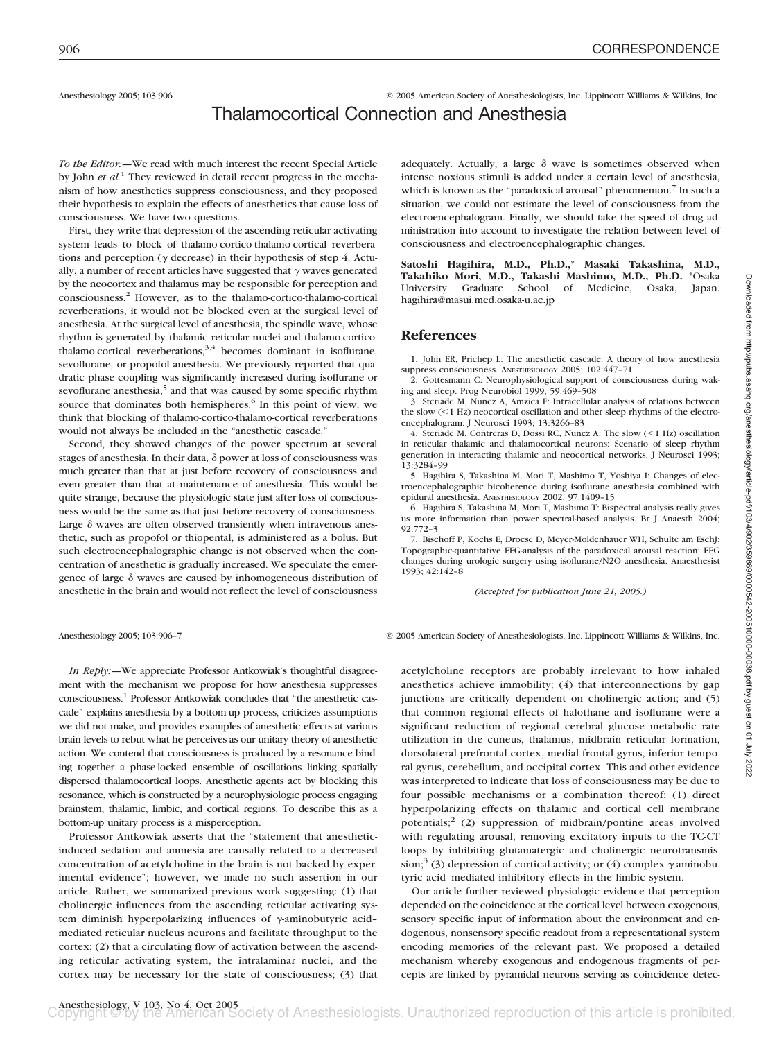Anesthesiology 2005; 103:906 © 2005 American Society of Anesthesiologists, Inc. Lippincott Williams & Wilkins, Inc.

# Thalamocortical Connection and Anesthesia

*To the Editor:*—We read with much interest the recent Special Article by John *et al.*[1] They reviewed in detail recent progress in the mechanism of how anesthetics suppress consciousness, and they proposed their hypothesis to explain the effects of anesthetics that cause loss of consciousness. We have two questions.

First, they write that depression of the ascending reticular activating system leads to block of thalamo-cortico-thalamo-cortical reverberations and perception ($\gamma$ decrease) in their hypothesis of step 4. Actually, a number of recent articles have suggested that $\gamma$ waves generated by the neocortex and thalamus may be responsible for perception and consciousness.[2] However, as to the thalamo-cortico-thalamo-cortical reverberations, it would not be blocked even at the surgical level of anesthesia. At the surgical level of anesthesia, the spindle wave, whose rhythm is generated by thalamic reticular nuclei and thalamo-cortico-thalamo-cortical reverberations,[3,4] becomes dominant in isoflurane, sevoflurane, or propofol anesthesia. We previously reported that quadratic phase coupling was significantly increased during isoflurane or sevoflurane anesthesia,[5] and that was caused by some specific rhythm source that dominates both hemispheres.[6] In this point of view, we think that blocking of thalamo-cortico-thalamo-cortical reverberations would not always be included in the "anesthetic cascade."

Second, they showed changes of the power spectrum at several stages of anesthesia. In their data, $\delta$ power at loss of consciousness was much greater than that at just before recovery of consciousness and even greater than that at maintenance of anesthesia. This would be quite strange, because the physiologic state just after loss of consciousness would be the same as that just before recovery of consciousness. Large $\delta$ waves are often observed transiently when intravenous anesthetic, such as propofol or thiopental, is administered as a bolus. But such electroencephalographic change is not observed when the concentration of anesthetic is gradually increased. We speculate the emergence of large $\delta$ waves are caused by inhomogeneous distribution of anesthetic in the brain and would not reflect the level of consciousness adequately. Actually, a large $\delta$ wave is sometimes observed when intense noxious stimuli is added under a certain level of anesthesia, which is known as the "paradoxical arousal" phenomemon.[7] In such a situation, we could not estimate the level of consciousness from the electroencephalogram. Finally, we should take the speed of drug administration into account to investigate the relation between level of consciousness and electroencephalographic changes.

**Satoshi Hagihira, M.D., Ph.D.,\* Masaki Takashina, M.D., Takahiko Mori, M.D., Takashi Mashimo, M.D., Ph.D.** \*Osaka University Graduate School of Medicine, Osaka, Japan. hagihira@masui.med.osaka-u.ac.jp

## References

1. John ER, Prichep L: The anesthetic cascade: A theory of how anesthesia suppress consciousness. Anesthesiology 2005; 102:447–71
2. Gottesmann C: Neurophysiological support of consciousness during waking and sleep. Prog Neurobiol 1999; 59:469–508
3. Steriade M, Nunez A, Amzica F: Intracellular analysis of relations between the slow (<1 Hz) neocortical oscillation and other sleep rhythms of the electroencephalogram. J Neurosci 1993; 13:3266–83
4. Steriade M, Contreras D, Dossi RC, Nunez A: The slow (<1 Hz) oscillation in reticular thalamic and thalamocortical neurons: Scenario of sleep rhythm generation in interacting thalamic and neocortical networks. J Neurosci 1993; 13:3284–99
5. Hagihira S, Takashina M, Mori T, Mashimo T, Yoshiya I: Changes of electroencephalographic bicoherence during isoflurane anesthesia combined with epidural anesthesia. Anesthesiology 2002; 97:1409–15
6. Hagihira S, Takashina M, Mori T, Mashimo T: Bispectral analysis really gives us more information than power spectral-based analysis. Br J Anaesth 2004; 92:772–3
7. Bischoff P, Kochs E, Droese D, Meyer-Moldenhauer WH, Schulte am EschJ: Topographic-quantitative EEG-analysis of the paradoxical arousal reaction: EEG changes during urologic surgery using isoflurane/N2O anesthesia. Anaesthesist 1993; 42:142–8

*(Accepted for publication June 21, 2005.)*

Anesthesiology 2005; 103:906–7 © 2005 American Society of Anesthesiologists, Inc. Lippincott Williams & Wilkins, Inc.

*In Reply:*—We appreciate Professor Antkowiak's thoughtful disagreement with the mechanism we propose for how anesthesia suppresses consciousness.[1] Professor Antkowiak concludes that "the anesthetic cascade" explains anesthesia by a bottom-up process, criticizes assumptions we did not make, and provides examples of anesthetic effects at various brain levels to rebut what he perceives as our unitary theory of anesthetic action. We contend that consciousness is produced by a resonance binding together a phase-locked ensemble of oscillations linking spatially dispersed thalamocortical loops. Anesthetic agents act by blocking this resonance, which is constructed by a neurophysiologic process engaging brainstem, thalamic, limbic, and cortical regions. To describe this as a bottom-up unitary process is a misperception.

Professor Antkowiak asserts that the "statement that anesthetic-induced sedation and amnesia are causally related to a decreased concentration of acetylcholine in the brain is not backed by experimental evidence"; however, we made no such assertion in our article. Rather, we summarized previous work suggesting: (1) that cholinergic influences from the ascending reticular activating system diminish hyperpolarizing influences of $\gamma$-aminobutyric acid–mediated reticular nucleus neurons and facilitate throughput to the cortex; (2) that a circulating flow of activation between the ascending reticular activating system, the intralaminar nuclei, and the cortex may be necessary for the state of consciousness; (3) that acetylcholine receptors are probably irrelevant to how inhaled anesthetics achieve immobility; (4) that interconnections by gap junctions are critically dependent on cholinergic action; and (5) that common regional effects of halothane and isoflurane were a significant reduction of regional cerebral glucose metabolic rate utilization in the cuneus, thalamus, midbrain reticular formation, dorsolateral prefrontal cortex, medial frontal gyrus, inferior temporal gyrus, cerebellum, and occipital cortex. This and other evidence was interpreted to indicate that loss of consciousness may be due to four possible mechanisms or a combination thereof: (1) direct hyperpolarizing effects on thalamic and cortical cell membrane potentials;[2] (2) suppression of midbrain/pontine areas involved with regulating arousal, removing excitatory inputs to the TC-CT loops by inhibiting glutamatergic and cholinergic neurotransmission;[3] (3) depression of cortical activity; or (4) complex $\gamma$-aminobutyric acid–mediated inhibitory effects in the limbic system.

Our article further reviewed physiologic evidence that perception depended on the coincidence at the cortical level between exogenous, sensory specific input of information about the environment and endogenous, nonsensory specific readout from a representational system encoding memories of the relevant past. We proposed a detailed mechanism whereby exogenous and endogenous fragments of percepts are linked by pyramidal neurons serving as coincidence detec-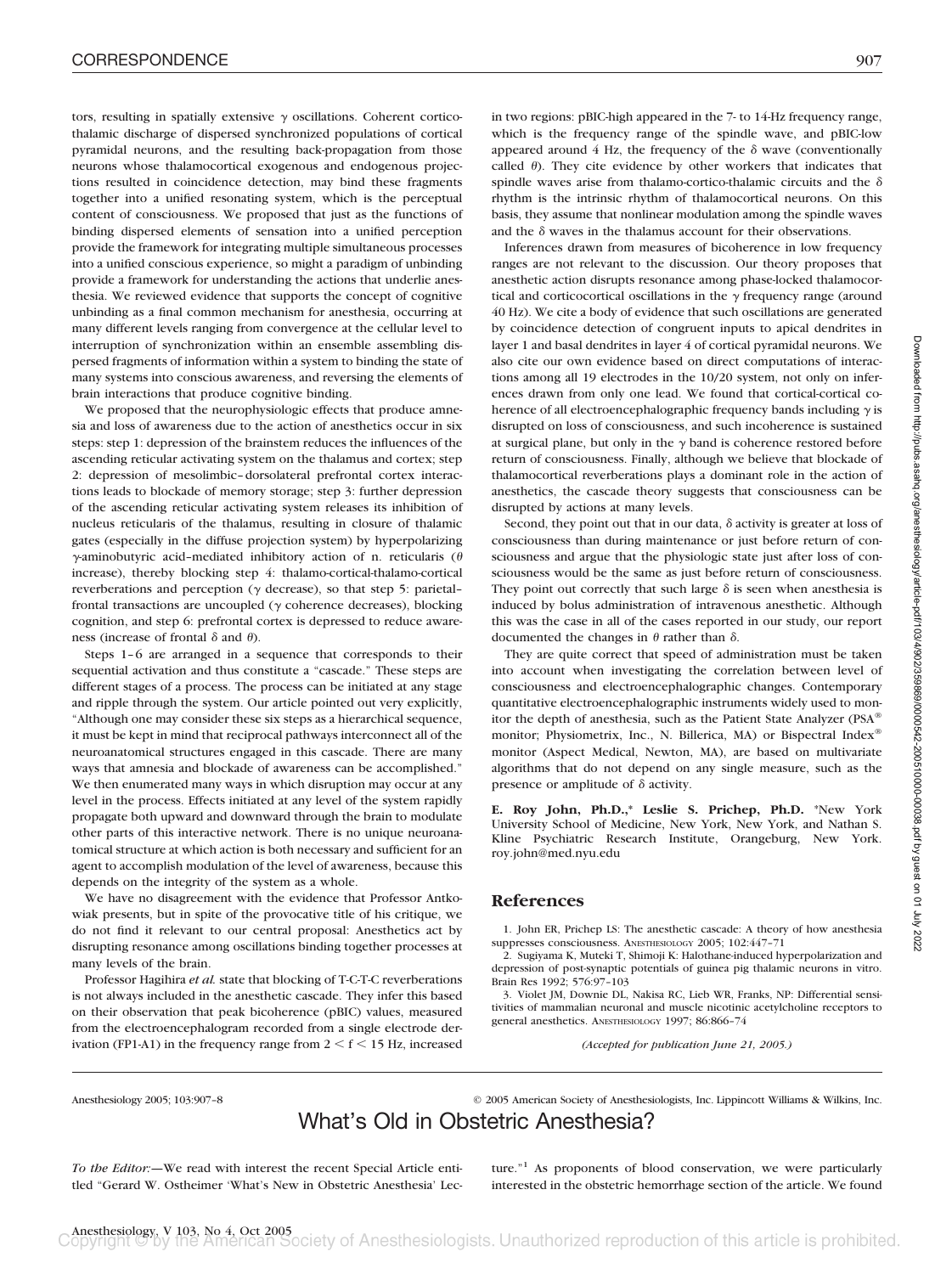tors, resulting in spatially extensive γ oscillations. Coherent corticothalamic discharge of dispersed synchronized populations of cortical pyramidal neurons, and the resulting back-propagation from those neurons whose thalamocortical exogenous and endogenous projections resulted in coincidence detection, may bind these fragments together into a unified resonating system, which is the perceptual content of consciousness. We proposed that just as the functions of binding dispersed elements of sensation into a unified perception provide the framework for integrating multiple simultaneous processes into a unified conscious experience, so might a paradigm of unbinding provide a framework for understanding the actions that underlie anesthesia. We reviewed evidence that supports the concept of cognitive unbinding as a final common mechanism for anesthesia, occurring at many different levels ranging from convergence at the cellular level to interruption of synchronization within an ensemble assembling dispersed fragments of information within a system to binding the state of many systems into conscious awareness, and reversing the elements of brain interactions that produce cognitive binding.

We proposed that the neurophysiologic effects that produce amnesia and loss of awareness due to the action of anesthetics occur in six steps: step 1: depression of the brainstem reduces the influences of the ascending reticular activating system on the thalamus and cortex; step 2: depression of mesolimbic–dorsolateral prefrontal cortex interactions leads to blockade of memory storage; step 3: further depression of the ascending reticular activating system releases its inhibition of nucleus reticularis of the thalamus, resulting in closure of thalamic gates (especially in the diffuse projection system) by hyperpolarizing γ-aminobutyric acid–mediated inhibitory action of n. reticularis (θ increase), thereby blocking step 4: thalamo-cortical-thalamo-cortical reverberations and perception (γ decrease), so that step 5: parietal–frontal transactions are uncoupled (γ coherence decreases), blocking cognition, and step 6: prefrontal cortex is depressed to reduce awareness (increase of frontal δ and θ).

Steps 1–6 are arranged in a sequence that corresponds to their sequential activation and thus constitute a "cascade." These steps are different stages of a process. The process can be initiated at any stage and ripple through the system. Our article pointed out very explicitly, "Although one may consider these six steps as a hierarchical sequence, it must be kept in mind that reciprocal pathways interconnect all of the neuroanatomical structures engaged in this cascade. There are many ways that amnesia and blockade of awareness can be accomplished." We then enumerated many ways in which disruption may occur at any level in the process. Effects initiated at any level of the system rapidly propagate both upward and downward through the brain to modulate other parts of this interactive network. There is no unique neuroanatomical structure at which action is both necessary and sufficient for an agent to accomplish modulation of the level of awareness, because this depends on the integrity of the system as a whole.

We have no disagreement with the evidence that Professor Antkowiak presents, but in spite of the provocative title of his critique, we do not find it relevant to our central proposal: Anesthetics act by disrupting resonance among oscillations binding together processes at many levels of the brain.

Professor Hagihira *et al.* state that blocking of T-C-T-C reverberations is not always included in the anesthetic cascade. They infer this based on their observation that peak bicoherence (pBIC) values, measured from the electroencephalogram recorded from a single electrode derivation (FP1-A1) in the frequency range from $2 < f < 15$ Hz, increased in two regions: pBIC-high appeared in the 7- to 14-Hz frequency range, which is the frequency range of the spindle wave, and pBIC-low appeared around 4 Hz, the frequency of the δ wave (conventionally called θ). They cite evidence by other workers that indicates that spindle waves arise from thalamo-cortico-thalamic circuits and the δ rhythm is the intrinsic rhythm of thalamocortical neurons. On this basis, they assume that nonlinear modulation among the spindle waves and the δ waves in the thalamus account for their observations.

Inferences drawn from measures of bicoherence in low frequency ranges are not relevant to the discussion. Our theory proposes that anesthetic action disrupts resonance among phase-locked thalamocortical and corticocortical oscillations in the γ frequency range (around 40 Hz). We cite a body of evidence that such oscillations are generated by coincidence detection of congruent inputs to apical dendrites in layer 1 and basal dendrites in layer 4 of cortical pyramidal neurons. We also cite our own evidence based on direct computations of interactions among all 19 electrodes in the 10/20 system, not only on inferences drawn from only one lead. We found that cortical-cortical coherence of all electroencephalographic frequency bands including γ is disrupted on loss of consciousness, and such incoherence is sustained at surgical plane, but only in the γ band is coherence restored before return of consciousness. Finally, although we believe that blockade of thalamocortical reverberations plays a dominant role in the action of anesthetics, the cascade theory suggests that consciousness can be disrupted by actions at many levels.

Second, they point out that in our data, δ activity is greater at loss of consciousness than during maintenance or just before return of consciousness and argue that the physiologic state just after loss of consciousness would be the same as just before return of consciousness. They point out correctly that such large δ is seen when anesthesia is induced by bolus administration of intravenous anesthetic. Although this was the case in all of the cases reported in our study, our report documented the changes in θ rather than δ.

They are quite correct that speed of administration must be taken into account when investigating the correlation between level of consciousness and electroencephalographic changes. Contemporary quantitative electroencephalographic instruments widely used to monitor the depth of anesthesia, such as the Patient State Analyzer (PSA® monitor; Physiometrix, Inc., N. Billerica, MA) or Bispectral Index® monitor (Aspect Medical, Newton, MA), are based on multivariate algorithms that do not depend on any single measure, such as the presence or amplitude of δ activity.

**E. Roy John, Ph.D.,\* Leslie S. Prichep, Ph.D.** \*New York University School of Medicine, New York, New York, and Nathan S. Kline Psychiatric Research Institute, Orangeburg, New York. roy.john@med.nyu.edu

## References

1. John ER, Prichep LS: The anesthetic cascade: A theory of how anesthesia suppresses consciousness. ANESTHESIOLOGY 2005; 102:447–71
2. Sugiyama K, Muteki T, Shimoji K: Halothane-induced hyperpolarization and depression of post-synaptic potentials of guinea pig thalamic neurons in vitro. Brain Res 1992; 576:97–103
3. Violet JM, Downie DL, Nakisa RC, Lieb WR, Franks, NP: Differential sensitivities of mammalian neuronal and muscle nicotinic acetylcholine receptors to general anesthetics. ANESTHESIOLOGY 1997; 86:866–74

*(Accepted for publication June 21, 2005.)*

Anesthesiology 2005; 103:907–8 © 2005 American Society of Anesthesiologists, Inc. Lippincott Williams & Wilkins, Inc.

# What's Old in Obstetric Anesthesia?

*To the Editor:*—We read with interest the recent Special Article entitled "Gerard W. Ostheimer 'What's New in Obstetric Anesthesia' Lecture."[1] As proponents of blood conservation, we were particularly interested in the obstetric hemorrhage section of the article. We found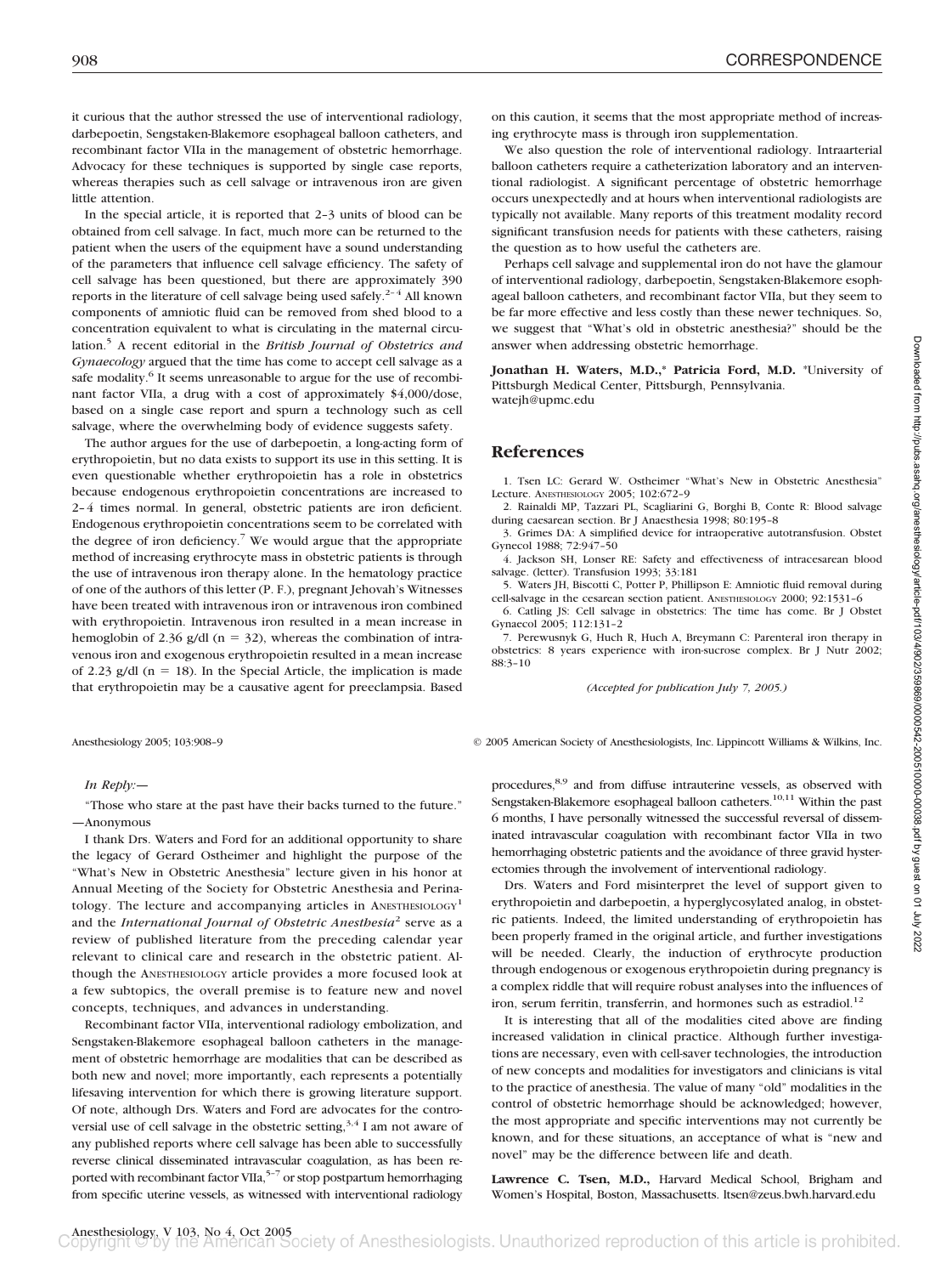it curious that the author stressed the use of interventional radiology, darbepoetin, Sengstaken-Blakemore esophageal balloon catheters, and recombinant factor VIIa in the management of obstetric hemorrhage. Advocacy for these techniques is supported by single case reports, whereas therapies such as cell salvage or intravenous iron are given little attention.

In the special article, it is reported that 2–3 units of blood can be obtained from cell salvage. In fact, much more can be returned to the patient when the users of the equipment have a sound understanding of the parameters that influence cell salvage efficiency. The safety of cell salvage has been questioned, but there are approximately 390 reports in the literature of cell salvage being used safely.[2–4] All known components of amniotic fluid can be removed from shed blood to a concentration equivalent to what is circulating in the maternal circulation.[5] A recent editorial in the *British Journal of Obstetrics and Gynaecology* argued that the time has come to accept cell salvage as a safe modality.[6] It seems unreasonable to argue for the use of recombinant factor VIIa, a drug with a cost of approximately $4,000/dose, based on a single case report and spurn a technology such as cell salvage, where the overwhelming body of evidence suggests safety.

The author argues for the use of darbepoetin, a long-acting form of erythropoietin, but no data exists to support its use in this setting. It is even questionable whether erythropoietin has a role in obstetrics because endogenous erythropoietin concentrations are increased to 2–4 times normal. In general, obstetric patients are iron deficient. Endogenous erythropoietin concentrations seem to be correlated with the degree of iron deficiency.[7] We would argue that the appropriate method of increasing erythrocyte mass in obstetric patients is through the use of intravenous iron therapy alone. In the hematology practice of one of the authors of this letter (P. F.), pregnant Jehovah's Witnesses have been treated with intravenous iron or intravenous iron combined with erythropoietin. Intravenous iron resulted in a mean increase in hemoglobin of 2.36 g/dl ($n = 32$), whereas the combination of intravenous iron and exogenous erythropoietin resulted in a mean increase of 2.23 g/dl ($n = 18$). In the Special Article, the implication is made that erythropoietin may be a causative agent for preeclampsia. Based on this caution, it seems that the most appropriate method of increasing erythrocyte mass is through iron supplementation.

We also question the role of interventional radiology. Intraarterial balloon catheters require a catheterization laboratory and an interventional radiologist. A significant percentage of obstetric hemorrhage occurs unexpectedly and at hours when interventional radiologists are typically not available. Many reports of this treatment modality record significant transfusion needs for patients with these catheters, raising the question as to how useful the catheters are.

Perhaps cell salvage and supplemental iron do not have the glamour of interventional radiology, darbepoetin, Sengstaken-Blakemore esophageal balloon catheters, and recombinant factor VIIa, but they seem to be far more effective and less costly than these newer techniques. So, we suggest that "What's old in obstetric anesthesia?" should be the answer when addressing obstetric hemorrhage.

**Jonathan H. Waters, M.D.,\* Patricia Ford, M.D.** \*University of Pittsburgh Medical Center, Pittsburgh, Pennsylvania. watejh@upmc.edu

## References

1. Tsen LC: Gerard W. Ostheimer "What's New in Obstetric Anesthesia" Lecture. Anesthesiology 2005; 102:672–9
2. Rainaldi MP, Tazzari PL, Scagliarini G, Borghi B, Conte R: Blood salvage during caesarean section. Br J Anaesthesia 1998; 80:195–8
3. Grimes DA: A simplified device for intraoperative autotransfusion. Obstet Gynecol 1988; 72:947–50
4. Jackson SH, Lonser RE: Safety and effectiveness of intracesarean blood salvage. (letter). Transfusion 1993; 33:181
5. Waters JH, Biscotti C, Potter P, Phillipson E: Amniotic fluid removal during cell-salvage in the cesarean section patient. Anesthesiology 2000; 92:1531–6
6. Catling JS: Cell salvage in obstetrics: The time has come. Br J Obstet Gynaecol 2005; 112:131–2
7. Perewusnyk G, Huch R, Huch A, Breymann C: Parenteral iron therapy in obstetrics: 8 years experience with iron-sucrose complex. Br J Nutr 2002; 88:3–10

*(Accepted for publication July 7, 2005.)*

*In Reply:—*

"Those who stare at the past have their backs turned to the future." —Anonymous

I thank Drs. Waters and Ford for an additional opportunity to share the legacy of Gerard Ostheimer and highlight the purpose of the "What's New in Obstetric Anesthesia" lecture given in his honor at Annual Meeting of the Society for Obstetric Anesthesia and Perinatology. The lecture and accompanying articles in Anesthesiology[1] and the *International Journal of Obstetric Anesthesia*[2] serve as a review of published literature from the preceding calendar year relevant to clinical care and research in the obstetric patient. Although the Anesthesiology article provides a more focused look at a few subtopics, the overall premise is to feature new and novel concepts, techniques, and advances in understanding.

Recombinant factor VIIa, interventional radiology embolization, and Sengstaken-Blakemore esophageal balloon catheters in the management of obstetric hemorrhage are modalities that can be described as both new and novel; more importantly, each represents a potentially lifesaving intervention for which there is growing literature support. Of note, although Drs. Waters and Ford are advocates for the controversial use of cell salvage in the obstetric setting,[3,4] I am not aware of any published reports where cell salvage has been able to successfully reverse clinical disseminated intravascular coagulation, as has been reported with recombinant factor VIIa,[5–7] or stop postpartum hemorrhaging from specific uterine vessels, as witnessed with interventional radiology procedures,[8,9] and from diffuse intrauterine vessels, as observed with Sengstaken-Blakemore esophageal balloon catheters.[10,11] Within the past 6 months, I have personally witnessed the successful reversal of disseminated intravascular coagulation with recombinant factor VIIa in two hemorrhaging obstetric patients and the avoidance of three gravid hysterectomies through the involvement of interventional radiology.

Drs. Waters and Ford misinterpret the level of support given to erythropoietin and darbepoetin, a hyperglycosylated analog, in obstetric patients. Indeed, the limited understanding of erythropoietin has been properly framed in the original article, and further investigations will be needed. Clearly, the induction of erythrocyte production through endogenous or exogenous erythropoietin during pregnancy is a complex riddle that will require robust analyses into the influences of iron, serum ferritin, transferrin, and hormones such as estradiol.[12]

It is interesting that all of the modalities cited above are finding increased validation in clinical practice. Although further investigations are necessary, even with cell-saver technologies, the introduction of new concepts and modalities for investigators and clinicians is vital to the practice of anesthesia. The value of many "old" modalities in the control of obstetric hemorrhage should be acknowledged; however, the most appropriate and specific interventions may not currently be known, and for these situations, an acceptance of what is "new and novel" may be the difference between life and death.

**Lawrence C. Tsen, M.D.,** Harvard Medical School, Brigham and Women's Hospital, Boston, Massachusetts. ltsen@zeus.bwh.harvard.edu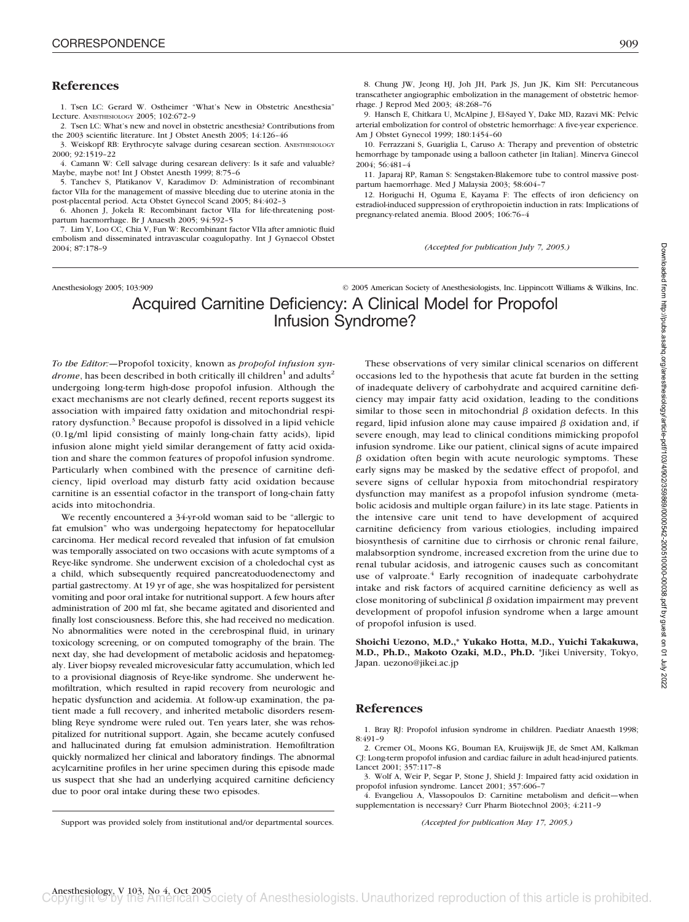## References

1. Tsen LC: Gerard W. Ostheimer "What's New in Obstetric Anesthesia" Lecture. ANESTHESIOLOGY 2005; 102:672–9
2. Tsen LC: What's new and novel in obstetric anesthesia? Contributions from the 2003 scientific literature. Int J Obstet Anesth 2005; 14:126–46
3. Weiskopf RB: Erythrocyte salvage during cesarean section. ANESTHESIOLOGY 2000; 92:1519–22
4. Camann W: Cell salvage during cesarean delivery: Is it safe and valuable? Maybe, maybe not! Int J Obstet Anesth 1999; 8:75–6
5. Tanchev S, Platikanov V, Karadimov D: Administration of recombinant factor VIIa for the management of massive bleeding due to uterine atonia in the post-placental period. Acta Obstet Gynecol Scand 2005; 84:402–3
6. Ahonen J, Jokela R: Recombinant factor VIIa for life-threatening post-partum haemorrhage. Br J Anaesth 2005; 94:592–5
7. Lim Y, Loo CC, Chia V, Fun W: Recombinant factor VIIa after amniotic fluid embolism and disseminated intravascular coagulopathy. Int J Gynaecol Obstet 2004; 87:178–9
8. Chung JW, Jeong HJ, Joh JH, Park JS, Jun JK, Kim SH: Percutaneous transcatheter angiographic embolization in the management of obstetric hemorrhage. J Reprod Med 2003; 48:268–76
9. Hansch E, Chitkara U, McAlpine J, El-Sayed Y, Dake MD, Razavi MK: Pelvic arterial embolization for control of obstetric hemorrhage: A five-year experience. Am J Obstet Gynecol 1999; 180:1454–60
10. Ferrazzani S, Guariglia L, Caruso A: Therapy and prevention of obstetric hemorrhage by tamponade using a balloon catheter [in Italian]. Minerva Ginecol 2004; 56:481–4
11. Japaraj RP, Raman S: Sengstaken-Blakemore tube to control massive postpartum haemorrhage. Med J Malaysia 2003; 58:604–7
12. Horiguchi H, Oguma E, Kayama F: The effects of iron deficiency on estradiol-induced suppression of erythropoietin induction in rats: Implications of pregnancy-related anemia. Blood 2005; 106:76–4

*(Accepted for publication July 7, 2005.)*

---

Anesthesiology 2005; 103:909 © 2005 American Society of Anesthesiologists, Inc. Lippincott Williams & Wilkins, Inc.

# Acquired Carnitine Deficiency: A Clinical Model for Propofol Infusion Syndrome?

*To the Editor:*—Propofol toxicity, known as *propofol infusion syndrome*, has been described in both critically ill children[1] and adults[2] undergoing long-term high-dose propofol infusion. Although the exact mechanisms are not clearly defined, recent reports suggest its association with impaired fatty oxidation and mitochondrial respiratory dysfunction.[3] Because propofol is dissolved in a lipid vehicle (0.1g/ml lipid consisting of mainly long-chain fatty acids), lipid infusion alone might yield similar derangement of fatty acid oxidation and share the common features of propofol infusion syndrome. Particularly when combined with the presence of carnitine deficiency, lipid overload may disturb fatty acid oxidation because carnitine is an essential cofactor in the transport of long-chain fatty acids into mitochondria.

We recently encountered a 34-yr-old woman said to be "allergic to fat emulsion" who was undergoing hepatectomy for hepatocellular carcinoma. Her medical record revealed that infusion of fat emulsion was temporally associated on two occasions with acute symptoms of a Reye-like syndrome. She underwent excision of a choledochal cyst as a child, which subsequently required pancreatoduodenectomy and partial gastrectomy. At 19 yr of age, she was hospitalized for persistent vomiting and poor oral intake for nutritional support. A few hours after administration of 200 ml fat, she became agitated and disoriented and finally lost consciousness. Before this, she had received no medication. No abnormalities were noted in the cerebrospinal fluid, in urinary toxicology screening, or on computed tomography of the brain. The next day, she had development of metabolic acidosis and hepatomegaly. Liver biopsy revealed microvesicular fatty accumulation, which led to a provisional diagnosis of Reye-like syndrome. She underwent hemofiltration, which resulted in rapid recovery from neurologic and hepatic dysfunction and acidemia. At follow-up examination, the patient made a full recovery, and inherited metabolic disorders resembling Reye syndrome were ruled out. Ten years later, she was rehospitalized for nutritional support. Again, she became acutely confused and hallucinated during fat emulsion administration. Hemofiltration quickly normalized her clinical and laboratory findings. The abnormal acylcarnitine profiles in her urine specimen during this episode made us suspect that she had an underlying acquired carnitine deficiency due to poor oral intake during these two episodes.

These observations of very similar clinical scenarios on different occasions led to the hypothesis that acute fat burden in the setting of inadequate delivery of carbohydrate and acquired carnitine deficiency may impair fatty acid oxidation, leading to the conditions similar to those seen in mitochondrial $\beta$ oxidation defects. In this regard, lipid infusion alone may cause impaired $\beta$ oxidation and, if severe enough, may lead to clinical conditions mimicking propofol infusion syndrome. Like our patient, clinical signs of acute impaired $\beta$ oxidation often begin with acute neurologic symptoms. These early signs may be masked by the sedative effect of propofol, and severe signs of cellular hypoxia from mitochondrial respiratory dysfunction may manifest as a propofol infusion syndrome (metabolic acidosis and multiple organ failure) in its late stage. Patients in the intensive care unit tend to have development of acquired carnitine deficiency from various etiologies, including impaired biosynthesis of carnitine due to cirrhosis or chronic renal failure, malabsorption syndrome, increased excretion from the urine due to renal tubular acidosis, and iatrogenic causes such as concomitant use of valproate.[4] Early recognition of inadequate carbohydrate intake and risk factors of acquired carnitine deficiency as well as close monitoring of subclinical $\beta$ oxidation impairment may prevent development of propofol infusion syndrome when a large amount of propofol infusion is used.

**Shoichi Uezono, M.D.,\* Yukako Hotta, M.D., Yuichi Takakuwa, M.D., Ph.D., Makoto Ozaki, M.D., Ph.D.** \*Jikei University, Tokyo, Japan. uezono@jikei.ac.jp

## References

1. Bray RJ: Propofol infusion syndrome in children. Paediatr Anaesth 1998; 8:491–9
2. Cremer OL, Moons KG, Bouman EA, Kruijswijk JE, de Smet AM, Kalkman CJ: Long-term propofol infusion and cardiac failure in adult head-injured patients. Lancet 2001; 357:117–8
3. Wolf A, Weir P, Segar P, Stone J, Shield J: Impaired fatty acid oxidation in propofol infusion syndrome. Lancet 2001; 357:606–7
4. Evangeliou A, Vlassopoulos D: Carnitine metabolism and deficit—when supplementation is necessary? Curr Pharm Biotechnol 2003; 4:211–9

*(Accepted for publication May 17, 2005.)*

Support was provided solely from institutional and/or departmental sources.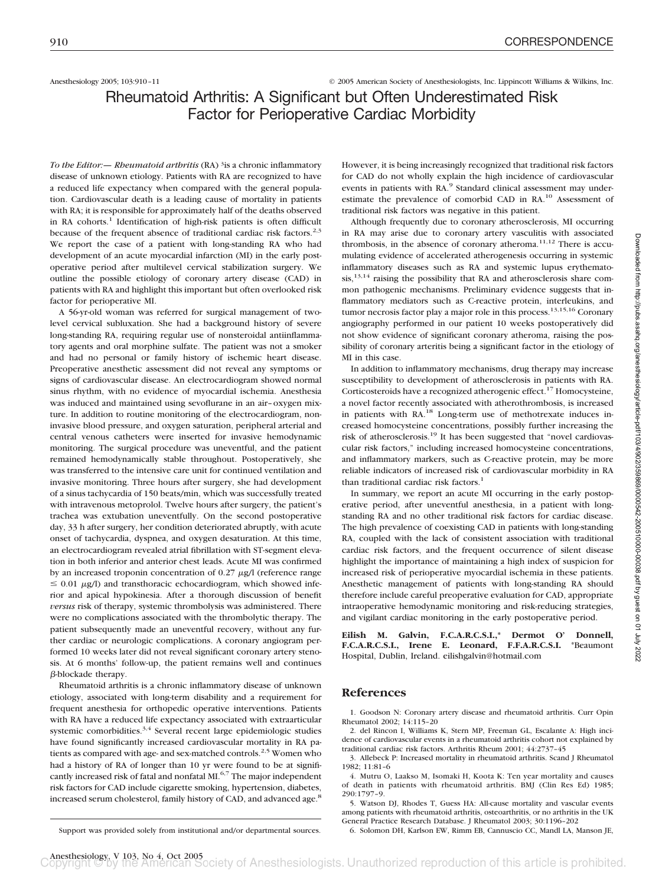Anesthesiology 2005; 103:910–11 © 2005 American Society of Anesthesiologists, Inc. Lippincott Williams & Wilkins, Inc.

# Rheumatoid Arthritis: A Significant but Often Underestimated Risk Factor for Perioperative Cardiac Morbidity

*To the Editor:—* *Rheumatoid arthritis* (RA) [3]is a chronic inflammatory disease of unknown etiology. Patients with RA are recognized to have a reduced life expectancy when compared with the general population. Cardiovascular death is a leading cause of mortality in patients with RA; it is responsible for approximately half of the deaths observed in RA cohorts.[1] Identification of high-risk patients is often difficult because of the frequent absence of traditional cardiac risk factors.[2,3] We report the case of a patient with long-standing RA who had development of an acute myocardial infarction (MI) in the early postoperative period after multilevel cervical stabilization surgery. We outline the possible etiology of coronary artery disease (CAD) in patients with RA and highlight this important but often overlooked risk factor for perioperative MI.

A 56-yr-old woman was referred for surgical management of two-level cervical subluxation. She had a background history of severe long-standing RA, requiring regular use of nonsteroidal antiinflammatory agents and oral morphine sulfate. The patient was not a smoker and had no personal or family history of ischemic heart disease. Preoperative anesthetic assessment did not reveal any symptoms or signs of cardiovascular disease. An electrocardiogram showed normal sinus rhythm, with no evidence of myocardial ischemia. Anesthesia was induced and maintained using sevoflurane in an air–oxygen mixture. In addition to routine monitoring of the electrocardiogram, noninvasive blood pressure, and oxygen saturation, peripheral arterial and central venous catheters were inserted for invasive hemodynamic monitoring. The surgical procedure was uneventful, and the patient remained hemodynamically stable throughout. Postoperatively, she was transferred to the intensive care unit for continued ventilation and invasive monitoring. Three hours after surgery, she had development of a sinus tachycardia of 150 beats/min, which was successfully treated with intravenous metoprolol. Twelve hours after surgery, the patient's trachea was extubation uneventfully. On the second postoperative day, 33 h after surgery, her condition deteriorated abruptly, with acute onset of tachycardia, dyspnea, and oxygen desaturation. At this time, an electrocardiogram revealed atrial fibrillation with ST-segment elevation in both inferior and anterior chest leads. Acute MI was confirmed by an increased troponin concentration of 0.27 $\mu$g/l (reference range $\leq$ 0.01 $\mu$g/l) and transthoracic echocardiogram, which showed inferior and apical hypokinesia. After a thorough discussion of benefit *versus* risk of therapy, systemic thrombolysis was administered. There were no complications associated with the thrombolytic therapy. The patient subsequently made an uneventful recovery, without any further cardiac or neurologic complications. A coronary angiogram performed 10 weeks later did not reveal significant coronary artery stenosis. At 6 months' follow-up, the patient remains well and continues $\beta$-blockade therapy.

Rheumatoid arthritis is a chronic inflammatory disease of unknown etiology, associated with long-term disability and a requirement for frequent anesthesia for orthopedic operative interventions. Patients with RA have a reduced life expectancy associated with extraarticular systemic comorbidities.[3,4] Several recent large epidemiologic studies have found significantly increased cardiovascular mortality in RA patients as compared with age- and sex-matched controls.[2,5] Women who had a history of RA of longer than 10 yr were found to be at significantly increased risk of fatal and nonfatal MI.[6,7] The major independent risk factors for CAD include cigarette smoking, hypertension, diabetes, increased serum cholesterol, family history of CAD, and advanced age.[8] However, it is being increasingly recognized that traditional risk factors for CAD do not wholly explain the high incidence of cardiovascular events in patients with RA.[9] Standard clinical assessment may underestimate the prevalence of comorbid CAD in RA.[10] Assessment of traditional risk factors was negative in this patient.

Although frequently due to coronary atherosclerosis, MI occurring in RA may arise due to coronary artery vasculitis with associated thrombosis, in the absence of coronary atheroma.[11,12] There is accumulating evidence of accelerated atherogenesis occurring in systemic inflammatory diseases such as RA and systemic lupus erythematosis,[13,14] raising the possibility that RA and atherosclerosis share common pathogenic mechanisms. Preliminary evidence suggests that inflammatory mediators such as C-reactive protein, interleukins, and tumor necrosis factor play a major role in this process.[13,15,16] Coronary angiography performed in our patient 10 weeks postoperatively did not show evidence of significant coronary atheroma, raising the possibility of coronary arteritis being a significant factor in the etiology of MI in this case.

In addition to inflammatory mechanisms, drug therapy may increase susceptibility to development of atherosclerosis in patients with RA. Corticosteroids have a recognized atherogenic effect.[17] Homocysteine, a novel factor recently associated with atherothrombosis, is increased in patients with RA.[18] Long-term use of methotrexate induces increased homocysteine concentrations, possibly further increasing the risk of atherosclerosis.[19] It has been suggested that "novel cardiovascular risk factors," including increased homocysteine concentrations, and inflammatory markers, such as C-reactive protein, may be more reliable indicators of increased risk of cardiovascular morbidity in RA than traditional cardiac risk factors.[1]

In summary, we report an acute MI occurring in the early postoperative period, after uneventful anesthesia, in a patient with long-standing RA and no other traditional risk factors for cardiac disease. The high prevalence of coexisting CAD in patients with long-standing RA, coupled with the lack of consistent association with traditional cardiac risk factors, and the frequent occurrence of silent disease highlight the importance of maintaining a high index of suspicion for increased risk of perioperative myocardial ischemia in these patients. Anesthetic management of patients with long-standing RA should therefore include careful preoperative evaluation for CAD, appropriate intraoperative hemodynamic monitoring and risk-reducing strategies, and vigilant cardiac monitoring in the early postoperative period.

**Eilish M. Galvin, F.C.A.R.C.S.I.,\* Dermot O' Donnell, F.C.A.R.C.S.I., Irene E. Leonard, F.F.A.R.C.S.I.** \*Beaumont Hospital, Dublin, Ireland. eilishgalvin@hotmail.com

Support was provided solely from institutional and/or departmental sources.

## References

1. Goodson N: Coronary artery disease and rheumatoid arthritis. Curr Opin Rheumatol 2002; 14:115–20
2. del Rincon I, Williams K, Stern MP, Freeman GL, Escalante A: High incidence of cardiovascular events in a rheumatoid arthritis cohort not explained by traditional cardiac risk factors. Arthritis Rheum 2001; 44:2737–45
3. Allebeck P: Increased mortality in rheumatoid arthritis. Scand J Rheumatol 1982; 11:81–6
4. Mutru O, Laakso M, Isomaki H, Koota K: Ten year mortality and causes of death in patients with rheumatoid arthritis. BMJ (Clin Res Ed) 1985; 290:1797–9.
5. Watson DJ, Rhodes T, Guess HA: All-cause mortality and vascular events among patients with rheumatoid arthritis, osteoarthritis, or no arthritis in the UK General Practice Research Database. J Rheumatol 2003; 30:1196–202
6. Solomon DH, Karlson EW, Rimm EB, Cannuscio CC, Mandl LA, Manson JE,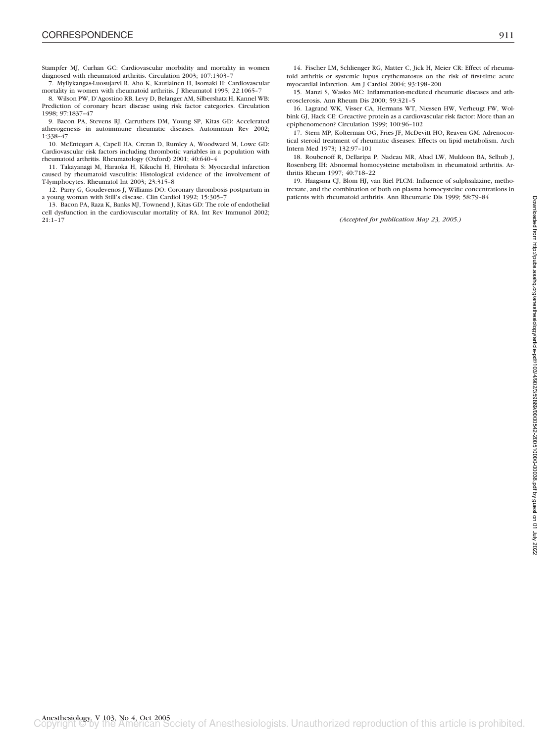Stampfer MJ, Curhan GC: Cardiovascular morbidity and mortality in women diagnosed with rheumatoid arthritis. Circulation 2003; 107:1303–7

7. Myllykangas-Luosujarvi R, Aho K, Kautiainen H, Isomaki H: Cardiovascular mortality in women with rheumatoid arthritis. J Rheumatol 1995; 22:1065–7

8. Wilson PW, D'Agostino RB, Levy D, Belanger AM, Silbershatz H, Kannel WB: Prediction of coronary heart disease using risk factor categories. Circulation 1998; 97:1837–47

9. Bacon PA, Stevens RJ, Carruthers DM, Young SP, Kitas GD: Accelerated atherogenesis in autoimmune rheumatic diseases. Autoimmun Rev 2002; 1:338–47

10. McEntegart A, Capell HA, Creran D, Rumley A, Woodward M, Lowe GD: Cardiovascular risk factors including thrombotic variables in a population with rheumatoid arthritis. Rheumatology (Oxford) 2001; 40:640–4

11. Takayanagi M, Haraoka H, Kikuchi H, Hirohata S: Myocardial infarction caused by rheumatoid vasculitis: Histological evidence of the involvement of T-lymphocytes. Rheumatol Int 2003; 23:315–8

12. Parry G, Goudevenos J, Williams DO: Coronary thrombosis postpartum in a young woman with Still's disease. Clin Cardiol 1992; 15:305–7

13. Bacon PA, Raza K, Banks MJ, Townend J, Kitas GD: The role of endothelial cell dysfunction in the cardiovascular mortality of RA. Int Rev Immunol 2002; 21:1–17

14. Fischer LM, Schlienger RG, Matter C, Jick H, Meier CR: Effect of rheumatoid arthritis or systemic lupus erythematosus on the risk of first-time acute myocardial infarction. Am J Cardiol 2004; 93:198–200

15. Manzi S, Wasko MC: Inflammation-mediated rheumatic diseases and atherosclerosis. Ann Rheum Dis 2000; 59:321–5

16. Lagrand WK, Visser CA, Hermans WT, Niessen HW, Verheugt FW, Wolbink GJ, Hack CE: C-reactive protein as a cardiovascular risk factor: More than an epiphenomenon? Circulation 1999; 100:96–102

17. Stern MP, Kolterman OG, Fries JF, McDevitt HO, Reaven GM: Adrenocortical steroid treatment of rheumatic diseases: Effects on lipid metabolism. Arch Intern Med 1973; 132:97–101

18. Roubenoff R, Dellaripa P, Nadeau MR, Abad LW, Muldoon BA, Selhub J, Rosenberg IH: Abnormal homocysteine metabolism in rheumatoid arthritis. Arthritis Rheum 1997; 40:718–22

19. Haagsma CJ, Blom HJ, van Riel PLCM: Influence of sulphsalazine, methotrexate, and the combination of both on plasma homocysteine concentrations in patients with rheumatoid arthritis. Ann Rheumatic Dis 1999; 58:79–84

*(Accepted for publication May 23, 2005.)*